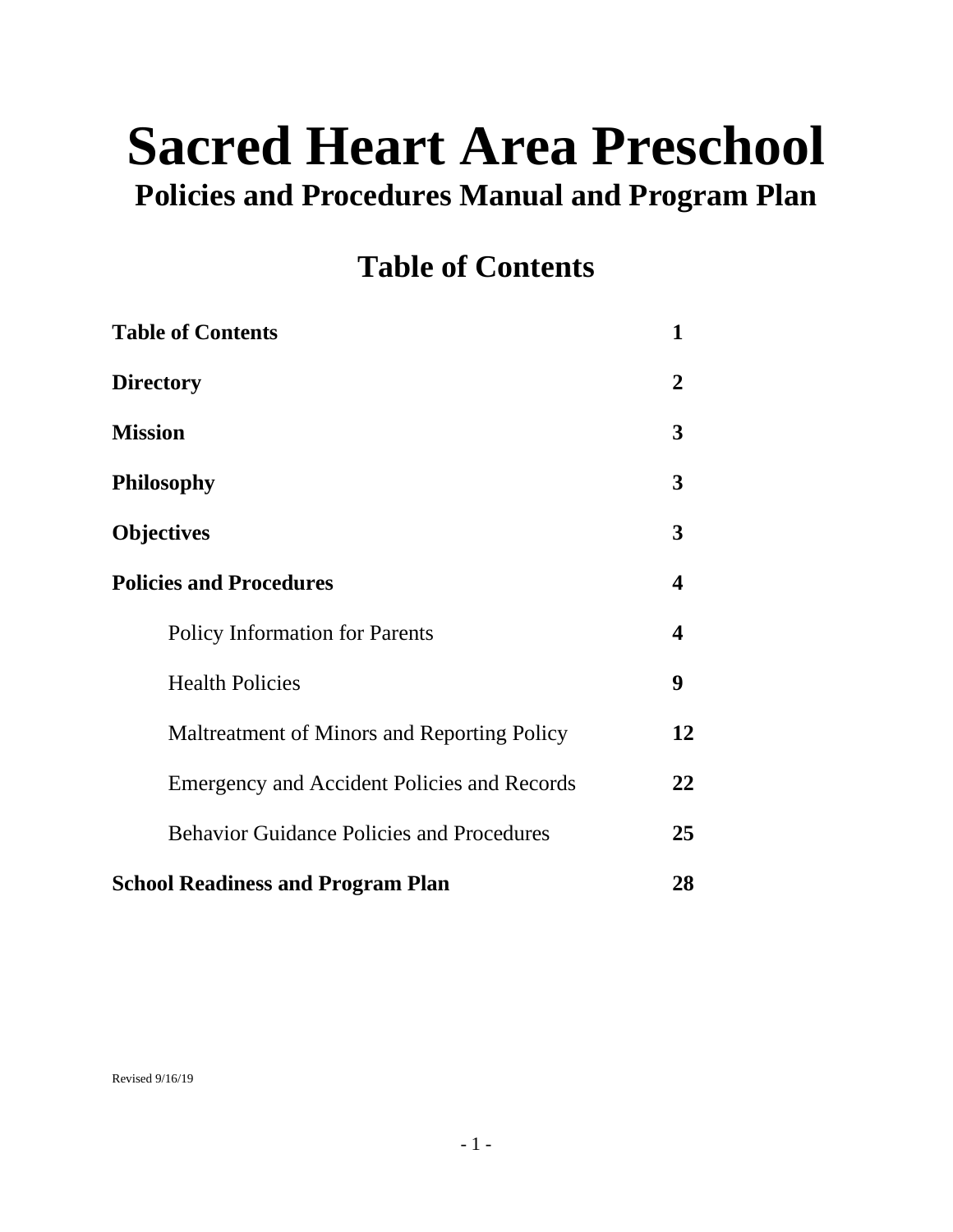# Sacred Heart Area Preschool

## Policies and Procedures Manual and Program Plan

## Table of Contents

| | |
|---|---|
| **Table of Contents** | **1** |
| **Directory** | **2** |
| **Mission** | **3** |
| **Philosophy** | **3** |
| **Objectives** | **3** |
| **Policies and Procedures** | **4** |
| Policy Information for Parents | **4** |
| Health Policies | **9** |
| Maltreatment of Minors and Reporting Policy | **12** |
| Emergency and Accident Policies and Records | **22** |
| Behavior Guidance Policies and Procedures | **25** |
| **School Readiness and Program Plan** | **28** |

Revised 9/16/19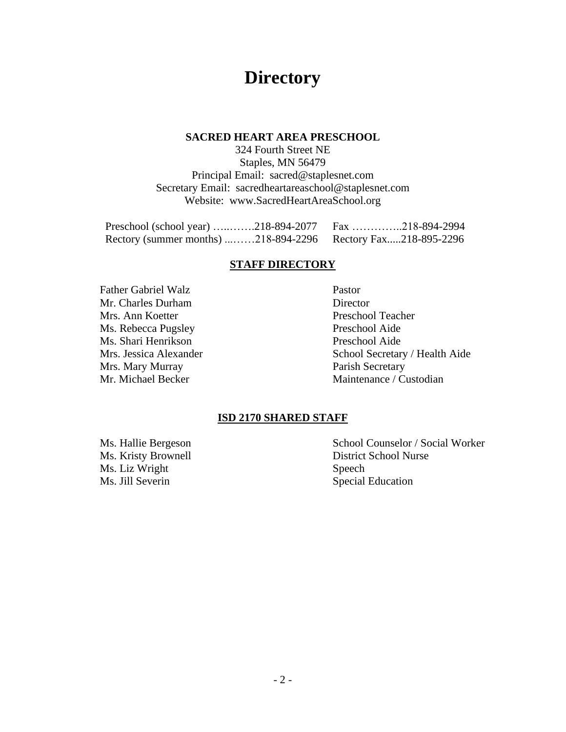# Directory

**SACRED HEART AREA PRESCHOOL**

324 Fourth Street NE
Staples, MN 56479
Principal Email: sacred@staplesnet.com
Secretary Email: sacredheartareaschool@staplesnet.com
Website: www.SacredHeartAreaSchool.org

Preschool (school year) …..…….218-894-2077 Fax …………..218-894-2994
Rectory (summer months) ...……218-894-2296 Rectory Fax.....218-895-2296

## STAFF DIRECTORY

| | |
|---|---|
| Father Gabriel Walz | Pastor |
| Mr. Charles Durham | Director |
| Mrs. Ann Koetter | Preschool Teacher |
| Ms. Rebecca Pugsley | Preschool Aide |
| Ms. Shari Henrikson | Preschool Aide |
| Mrs. Jessica Alexander | School Secretary / Health Aide |
| Mrs. Mary Murray | Parish Secretary |
| Mr. Michael Becker | Maintenance / Custodian |

## ISD 2170 SHARED STAFF

| | |
|---|---|
| Ms. Hallie Bergeson | School Counselor / Social Worker |
| Ms. Kristy Brownell | District School Nurse |
| Ms. Liz Wright | Speech |
| Ms. Jill Severin | Special Education |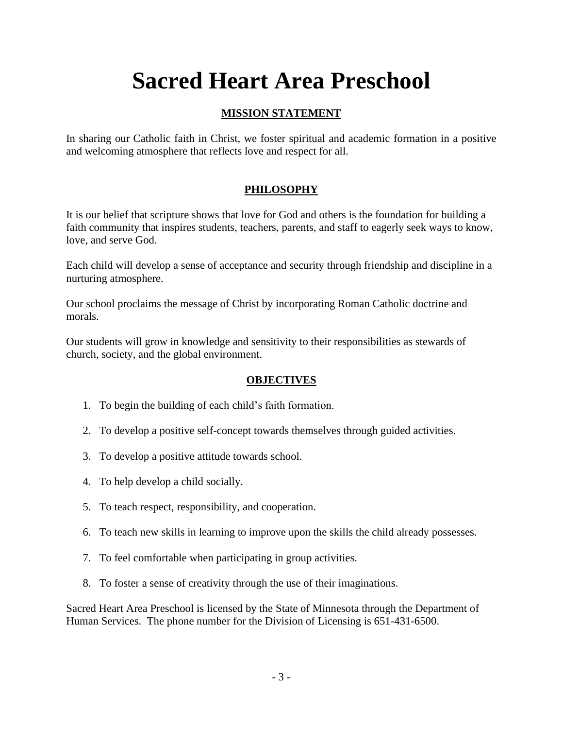# Sacred Heart Area Preschool

## MISSION STATEMENT

In sharing our Catholic faith in Christ, we foster spiritual and academic formation in a positive and welcoming atmosphere that reflects love and respect for all.

## PHILOSOPHY

It is our belief that scripture shows that love for God and others is the foundation for building a faith community that inspires students, teachers, parents, and staff to eagerly seek ways to know, love, and serve God.

Each child will develop a sense of acceptance and security through friendship and discipline in a nurturing atmosphere.

Our school proclaims the message of Christ by incorporating Roman Catholic doctrine and morals.

Our students will grow in knowledge and sensitivity to their responsibilities as stewards of church, society, and the global environment.

## OBJECTIVES

1. To begin the building of each child's faith formation.
2. To develop a positive self-concept towards themselves through guided activities.
3. To develop a positive attitude towards school.
4. To help develop a child socially.
5. To teach respect, responsibility, and cooperation.
6. To teach new skills in learning to improve upon the skills the child already possesses.
7. To feel comfortable when participating in group activities.
8. To foster a sense of creativity through the use of their imaginations.

Sacred Heart Area Preschool is licensed by the State of Minnesota through the Department of Human Services. The phone number for the Division of Licensing is 651-431-6500.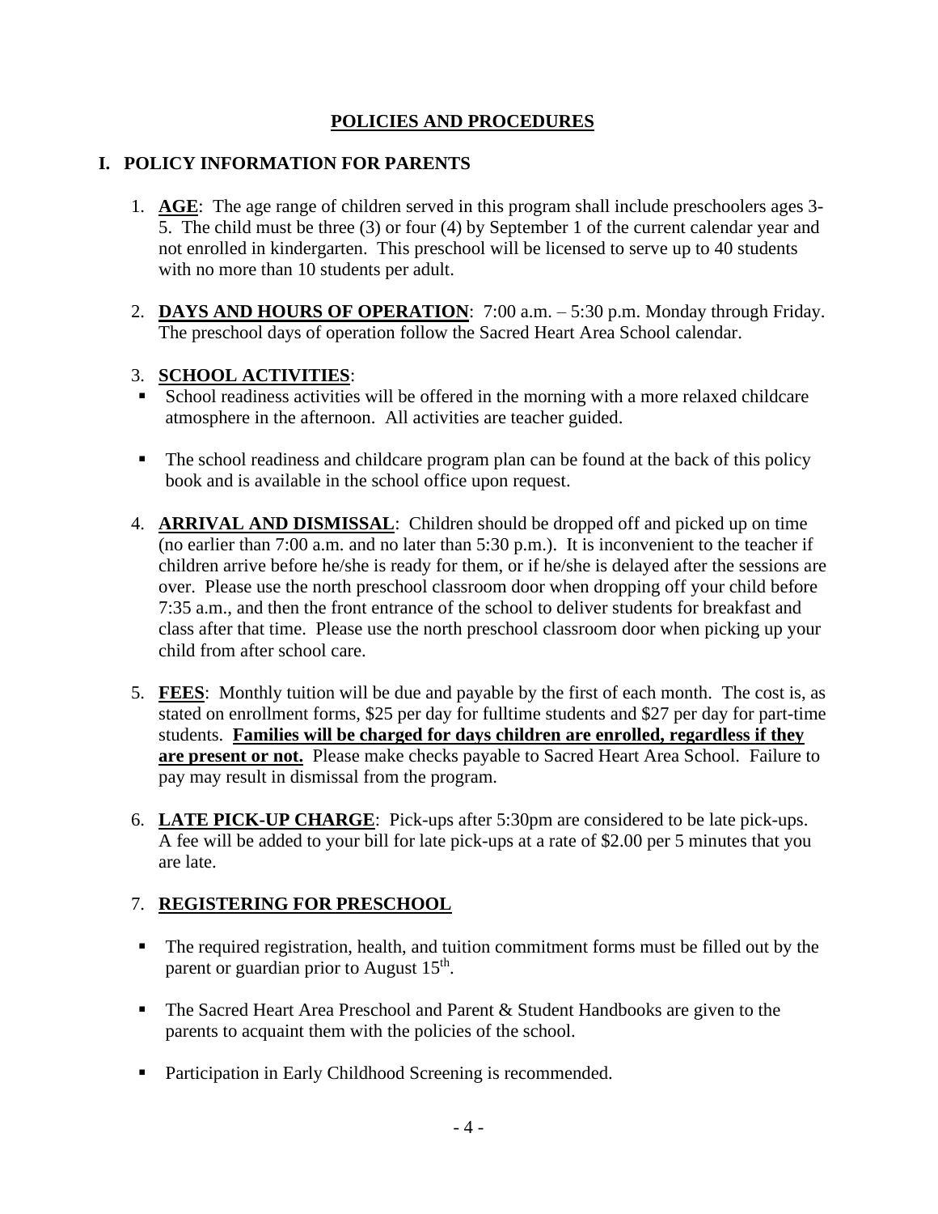# POLICIES AND PROCEDURES

## I. POLICY INFORMATION FOR PARENTS

1. **AGE**: The age range of children served in this program shall include preschoolers ages 3-5. The child must be three (3) or four (4) by September 1 of the current calendar year and not enrolled in kindergarten. This preschool will be licensed to serve up to 40 students with no more than 10 students per adult.

2. **DAYS AND HOURS OF OPERATION**: 7:00 a.m. – 5:30 p.m. Monday through Friday. The preschool days of operation follow the Sacred Heart Area School calendar.

3. **SCHOOL ACTIVITIES**:
   - School readiness activities will be offered in the morning with a more relaxed childcare atmosphere in the afternoon. All activities are teacher guided.
   - The school readiness and childcare program plan can be found at the back of this policy book and is available in the school office upon request.

4. **ARRIVAL AND DISMISSAL**: Children should be dropped off and picked up on time (no earlier than 7:00 a.m. and no later than 5:30 p.m.). It is inconvenient to the teacher if children arrive before he/she is ready for them, or if he/she is delayed after the sessions are over. Please use the north preschool classroom door when dropping off your child before 7:35 a.m., and then the front entrance of the school to deliver students for breakfast and class after that time. Please use the north preschool classroom door when picking up your child from after school care.

5. **FEES**: Monthly tuition will be due and payable by the first of each month. The cost is, as stated on enrollment forms, $25 per day for fulltime students and $27 per day for part-time students. **Families will be charged for days children are enrolled, regardless if they are present or not.** Please make checks payable to Sacred Heart Area School. Failure to pay may result in dismissal from the program.

6. **LATE PICK-UP CHARGE**: Pick-ups after 5:30pm are considered to be late pick-ups. A fee will be added to your bill for late pick-ups at a rate of $2.00 per 5 minutes that you are late.

7. **REGISTERING FOR PRESCHOOL**
   - The required registration, health, and tuition commitment forms must be filled out by the parent or guardian prior to August 15th.
   - The Sacred Heart Area Preschool and Parent & Student Handbooks are given to the parents to acquaint them with the policies of the school.
   - Participation in Early Childhood Screening is recommended.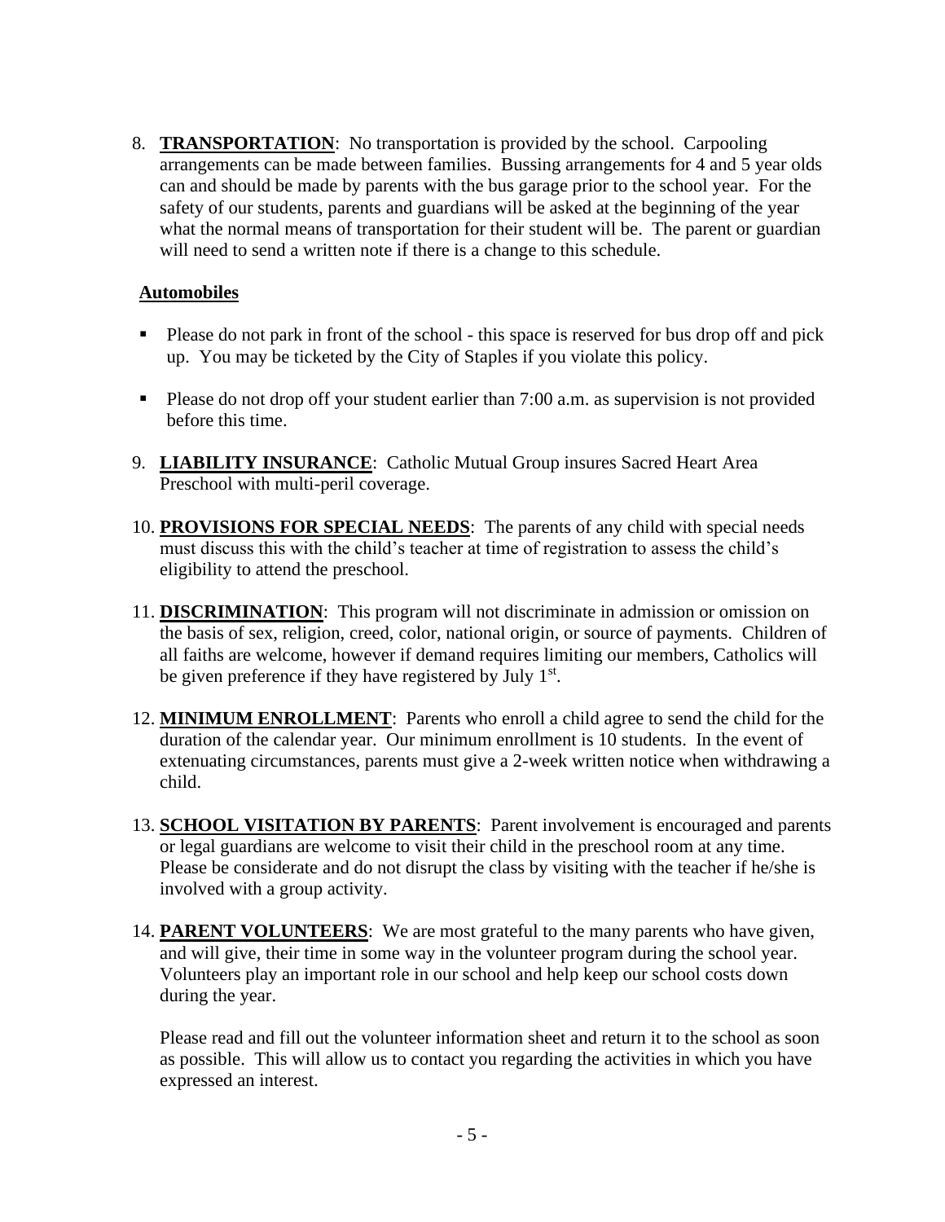8. **TRANSPORTATION**: No transportation is provided by the school. Carpooling arrangements can be made between families. Bussing arrangements for 4 and 5 year olds can and should be made by parents with the bus garage prior to the school year. For the safety of our students, parents and guardians will be asked at the beginning of the year what the normal means of transportation for their student will be. The parent or guardian will need to send a written note if there is a change to this schedule.

**Automobiles**

- Please do not park in front of the school - this space is reserved for bus drop off and pick up. You may be ticketed by the City of Staples if you violate this policy.
- Please do not drop off your student earlier than 7:00 a.m. as supervision is not provided before this time.

9. **LIABILITY INSURANCE**: Catholic Mutual Group insures Sacred Heart Area Preschool with multi-peril coverage.

10. **PROVISIONS FOR SPECIAL NEEDS**: The parents of any child with special needs must discuss this with the child's teacher at time of registration to assess the child's eligibility to attend the preschool.

11. **DISCRIMINATION**: This program will not discriminate in admission or omission on the basis of sex, religion, creed, color, national origin, or source of payments. Children of all faiths are welcome, however if demand requires limiting our members, Catholics will be given preference if they have registered by July 1st.

12. **MINIMUM ENROLLMENT**: Parents who enroll a child agree to send the child for the duration of the calendar year. Our minimum enrollment is 10 students. In the event of extenuating circumstances, parents must give a 2-week written notice when withdrawing a child.

13. **SCHOOL VISITATION BY PARENTS**: Parent involvement is encouraged and parents or legal guardians are welcome to visit their child in the preschool room at any time. Please be considerate and do not disrupt the class by visiting with the teacher if he/she is involved with a group activity.

14. **PARENT VOLUNTEERS**: We are most grateful to the many parents who have given, and will give, their time in some way in the volunteer program during the school year. Volunteers play an important role in our school and help keep our school costs down during the year.

    Please read and fill out the volunteer information sheet and return it to the school as soon as possible. This will allow us to contact you regarding the activities in which you have expressed an interest.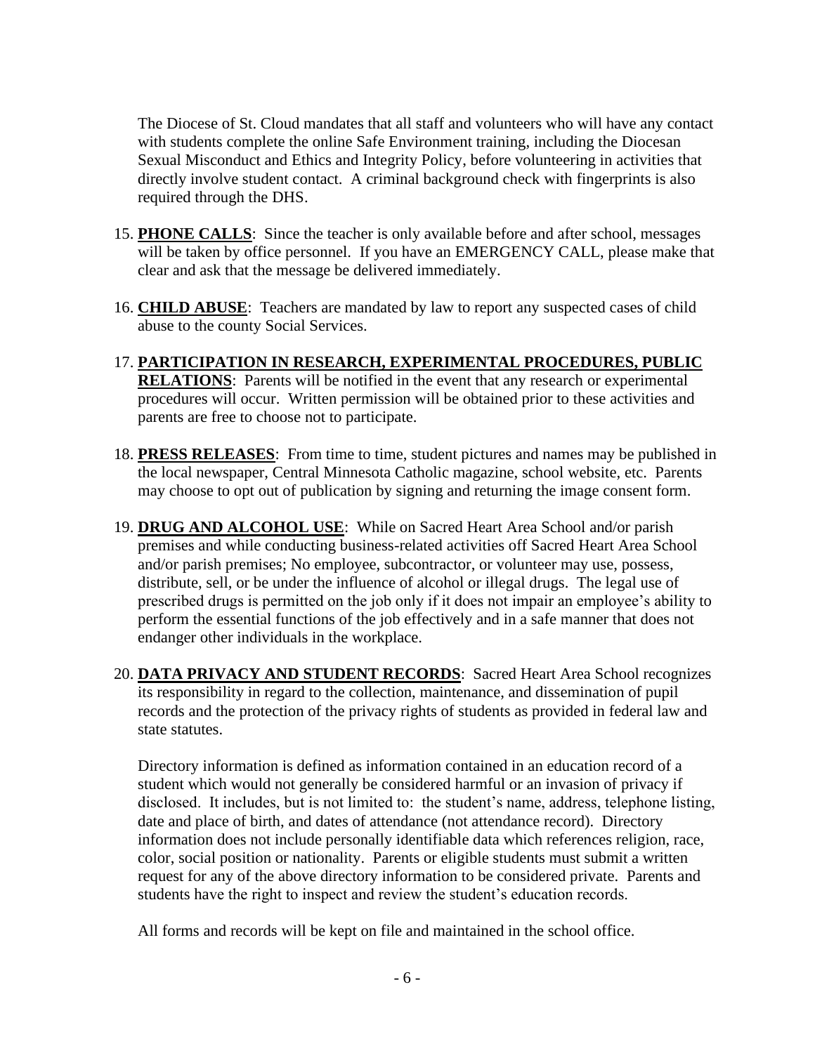The Diocese of St. Cloud mandates that all staff and volunteers who will have any contact with students complete the online Safe Environment training, including the Diocesan Sexual Misconduct and Ethics and Integrity Policy, before volunteering in activities that directly involve student contact. A criminal background check with fingerprints is also required through the DHS.

15. **PHONE CALLS**: Since the teacher is only available before and after school, messages will be taken by office personnel. If you have an EMERGENCY CALL, please make that clear and ask that the message be delivered immediately.

16. **CHILD ABUSE**: Teachers are mandated by law to report any suspected cases of child abuse to the county Social Services.

17. **PARTICIPATION IN RESEARCH, EXPERIMENTAL PROCEDURES, PUBLIC RELATIONS**: Parents will be notified in the event that any research or experimental procedures will occur. Written permission will be obtained prior to these activities and parents are free to choose not to participate.

18. **PRESS RELEASES**: From time to time, student pictures and names may be published in the local newspaper, Central Minnesota Catholic magazine, school website, etc. Parents may choose to opt out of publication by signing and returning the image consent form.

19. **DRUG AND ALCOHOL USE**: While on Sacred Heart Area School and/or parish premises and while conducting business-related activities off Sacred Heart Area School and/or parish premises; No employee, subcontractor, or volunteer may use, possess, distribute, sell, or be under the influence of alcohol or illegal drugs. The legal use of prescribed drugs is permitted on the job only if it does not impair an employee's ability to perform the essential functions of the job effectively and in a safe manner that does not endanger other individuals in the workplace.

20. **DATA PRIVACY AND STUDENT RECORDS**: Sacred Heart Area School recognizes its responsibility in regard to the collection, maintenance, and dissemination of pupil records and the protection of the privacy rights of students as provided in federal law and state statutes.

    Directory information is defined as information contained in an education record of a student which would not generally be considered harmful or an invasion of privacy if disclosed. It includes, but is not limited to: the student's name, address, telephone listing, date and place of birth, and dates of attendance (not attendance record). Directory information does not include personally identifiable data which references religion, race, color, social position or nationality. Parents or eligible students must submit a written request for any of the above directory information to be considered private. Parents and students have the right to inspect and review the student's education records.

    All forms and records will be kept on file and maintained in the school office.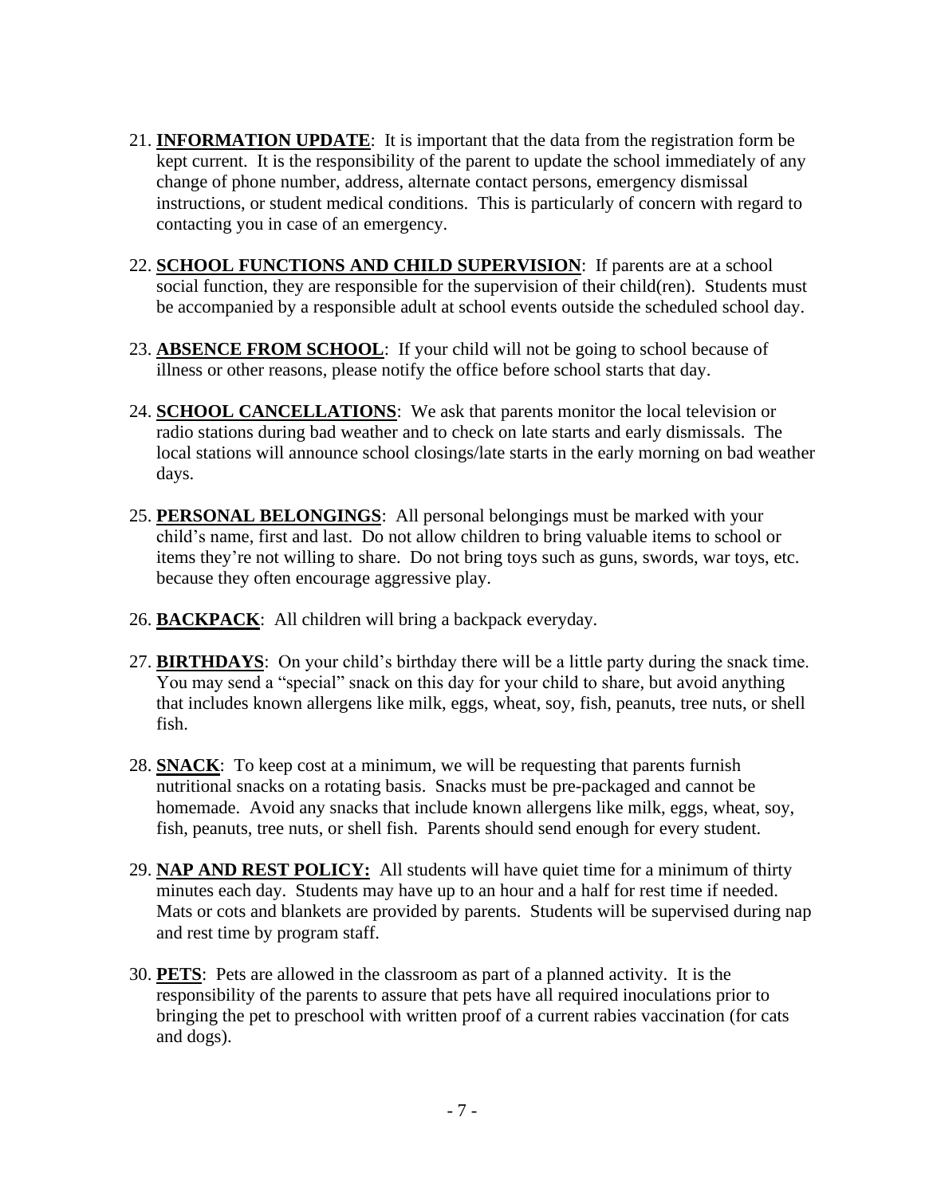21. **INFORMATION UPDATE**: It is important that the data from the registration form be kept current. It is the responsibility of the parent to update the school immediately of any change of phone number, address, alternate contact persons, emergency dismissal instructions, or student medical conditions. This is particularly of concern with regard to contacting you in case of an emergency.

22. **SCHOOL FUNCTIONS AND CHILD SUPERVISION**: If parents are at a school social function, they are responsible for the supervision of their child(ren). Students must be accompanied by a responsible adult at school events outside the scheduled school day.

23. **ABSENCE FROM SCHOOL**: If your child will not be going to school because of illness or other reasons, please notify the office before school starts that day.

24. **SCHOOL CANCELLATIONS**: We ask that parents monitor the local television or radio stations during bad weather and to check on late starts and early dismissals. The local stations will announce school closings/late starts in the early morning on bad weather days.

25. **PERSONAL BELONGINGS**: All personal belongings must be marked with your child's name, first and last. Do not allow children to bring valuable items to school or items they're not willing to share. Do not bring toys such as guns, swords, war toys, etc. because they often encourage aggressive play.

26. **BACKPACK**: All children will bring a backpack everyday.

27. **BIRTHDAYS**: On your child's birthday there will be a little party during the snack time. You may send a "special" snack on this day for your child to share, but avoid anything that includes known allergens like milk, eggs, wheat, soy, fish, peanuts, tree nuts, or shell fish.

28. **SNACK**: To keep cost at a minimum, we will be requesting that parents furnish nutritional snacks on a rotating basis. Snacks must be pre-packaged and cannot be homemade. Avoid any snacks that include known allergens like milk, eggs, wheat, soy, fish, peanuts, tree nuts, or shell fish. Parents should send enough for every student.

29. **NAP AND REST POLICY:** All students will have quiet time for a minimum of thirty minutes each day. Students may have up to an hour and a half for rest time if needed. Mats or cots and blankets are provided by parents. Students will be supervised during nap and rest time by program staff.

30. **PETS**: Pets are allowed in the classroom as part of a planned activity. It is the responsibility of the parents to assure that pets have all required inoculations prior to bringing the pet to preschool with written proof of a current rabies vaccination (for cats and dogs).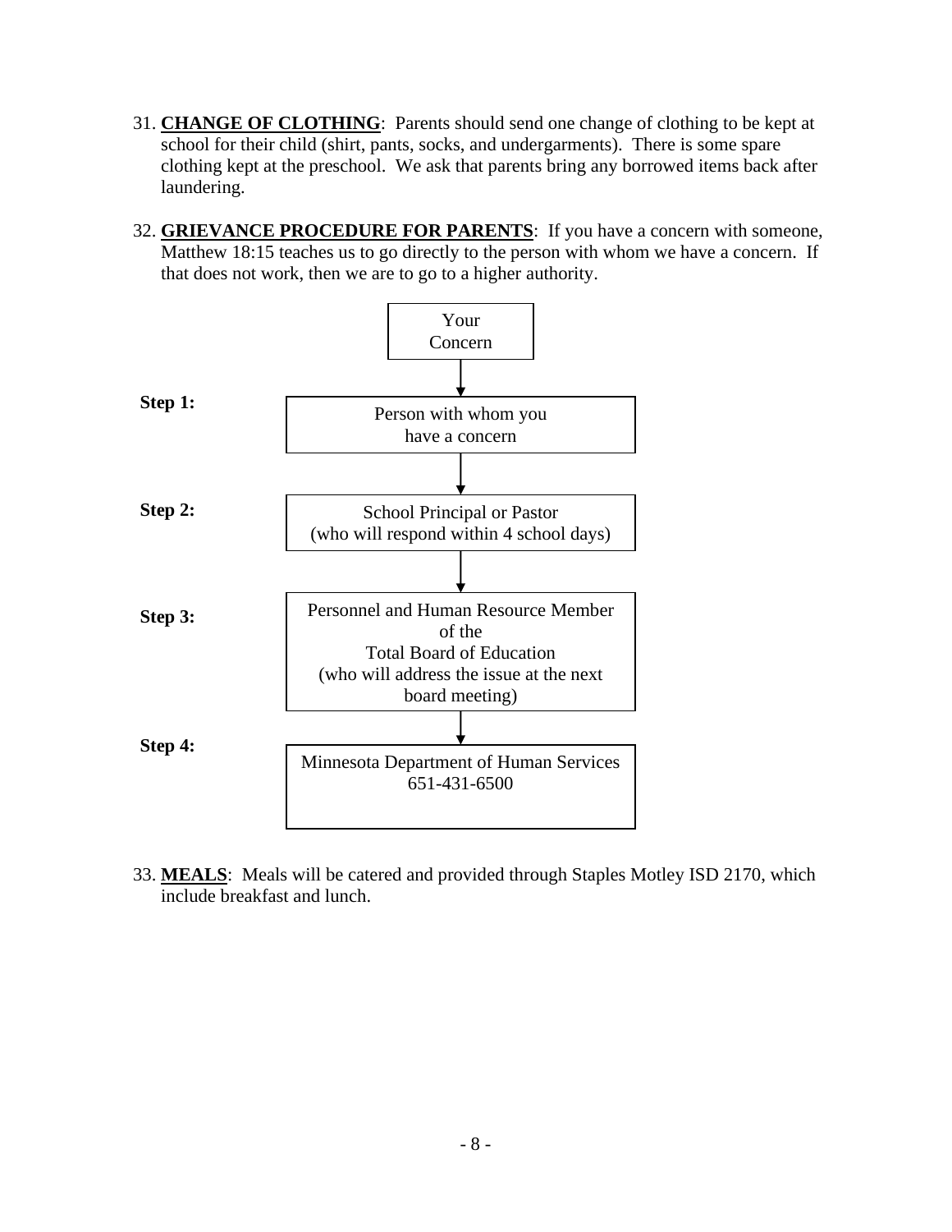31. **CHANGE OF CLOTHING**: Parents should send one change of clothing to be kept at school for their child (shirt, pants, socks, and undergarments). There is some spare clothing kept at the preschool. We ask that parents bring any borrowed items back after laundering.

32. **GRIEVANCE PROCEDURE FOR PARENTS**: If you have a concern with someone, Matthew 18:15 teaches us to go directly to the person with whom we have a concern. If that does not work, then we are to go to a higher authority.

Your Concern

↓

**Step 1:** Person with whom you have a concern

↓

**Step 2:** School Principal or Pastor (who will respond within 4 school days)

↓

**Step 3:** Personnel and Human Resource Member of the Total Board of Education (who will address the issue at the next board meeting)

↓

**Step 4:** Minnesota Department of Human Services 651-431-6500

33. **MEALS**: Meals will be catered and provided through Staples Motley ISD 2170, which include breakfast and lunch.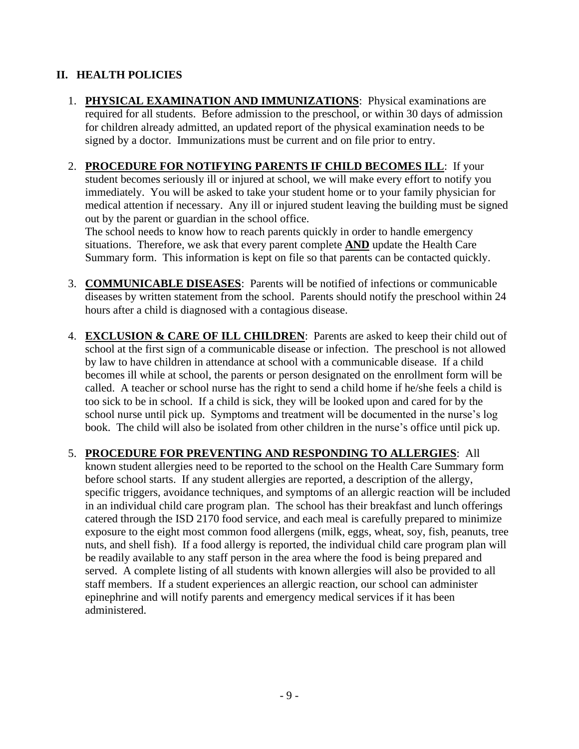## II. HEALTH POLICIES

1. **PHYSICAL EXAMINATION AND IMMUNIZATIONS**: Physical examinations are required for all students. Before admission to the preschool, or within 30 days of admission for children already admitted, an updated report of the physical examination needs to be signed by a doctor. Immunizations must be current and on file prior to entry.

2. **PROCEDURE FOR NOTIFYING PARENTS IF CHILD BECOMES ILL**: If your student becomes seriously ill or injured at school, we will make every effort to notify you immediately. You will be asked to take your student home or to your family physician for medical attention if necessary. Any ill or injured student leaving the building must be signed out by the parent or guardian in the school office.
   The school needs to know how to reach parents quickly in order to handle emergency situations. Therefore, we ask that every parent complete **AND** update the Health Care Summary form. This information is kept on file so that parents can be contacted quickly.

3. **COMMUNICABLE DISEASES**: Parents will be notified of infections or communicable diseases by written statement from the school. Parents should notify the preschool within 24 hours after a child is diagnosed with a contagious disease.

4. **EXCLUSION & CARE OF ILL CHILDREN**: Parents are asked to keep their child out of school at the first sign of a communicable disease or infection. The preschool is not allowed by law to have children in attendance at school with a communicable disease. If a child becomes ill while at school, the parents or person designated on the enrollment form will be called. A teacher or school nurse has the right to send a child home if he/she feels a child is too sick to be in school. If a child is sick, they will be looked upon and cared for by the school nurse until pick up. Symptoms and treatment will be documented in the nurse's log book. The child will also be isolated from other children in the nurse's office until pick up.

5. **PROCEDURE FOR PREVENTING AND RESPONDING TO ALLERGIES**: All known student allergies need to be reported to the school on the Health Care Summary form before school starts. If any student allergies are reported, a description of the allergy, specific triggers, avoidance techniques, and symptoms of an allergic reaction will be included in an individual child care program plan. The school has their breakfast and lunch offerings catered through the ISD 2170 food service, and each meal is carefully prepared to minimize exposure to the eight most common food allergens (milk, eggs, wheat, soy, fish, peanuts, tree nuts, and shell fish). If a food allergy is reported, the individual child care program plan will be readily available to any staff person in the area where the food is being prepared and served. A complete listing of all students with known allergies will also be provided to all staff members. If a student experiences an allergic reaction, our school can administer epinephrine and will notify parents and emergency medical services if it has been administered.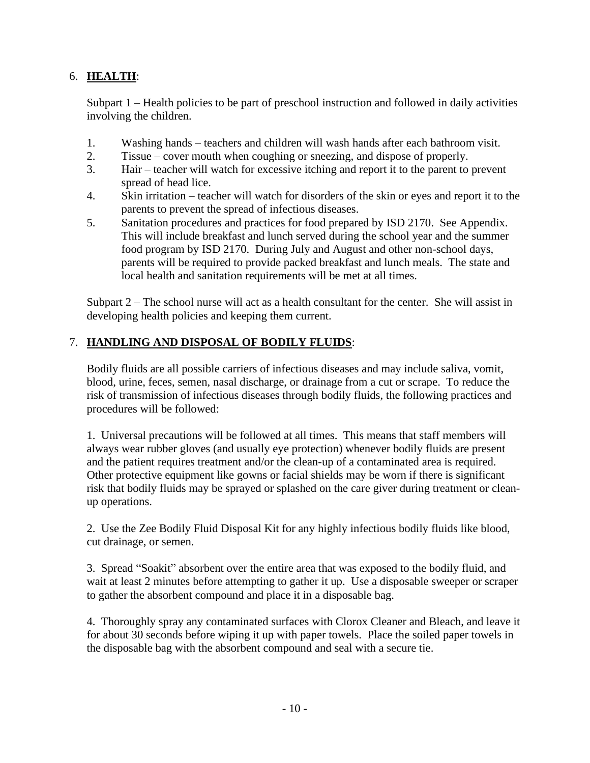## 6. **HEALTH**:

Subpart 1 – Health policies to be part of preschool instruction and followed in daily activities involving the children.

1. Washing hands – teachers and children will wash hands after each bathroom visit.
2. Tissue – cover mouth when coughing or sneezing, and dispose of properly.
3. Hair – teacher will watch for excessive itching and report it to the parent to prevent spread of head lice.
4. Skin irritation – teacher will watch for disorders of the skin or eyes and report it to the parents to prevent the spread of infectious diseases.
5. Sanitation procedures and practices for food prepared by ISD 2170. See Appendix. This will include breakfast and lunch served during the school year and the summer food program by ISD 2170. During July and August and other non-school days, parents will be required to provide packed breakfast and lunch meals. The state and local health and sanitation requirements will be met at all times.

Subpart 2 – The school nurse will act as a health consultant for the center. She will assist in developing health policies and keeping them current.

## 7. **HANDLING AND DISPOSAL OF BODILY FLUIDS**:

Bodily fluids are all possible carriers of infectious diseases and may include saliva, vomit, blood, urine, feces, semen, nasal discharge, or drainage from a cut or scrape. To reduce the risk of transmission of infectious diseases through bodily fluids, the following practices and procedures will be followed:

1. Universal precautions will be followed at all times. This means that staff members will always wear rubber gloves (and usually eye protection) whenever bodily fluids are present and the patient requires treatment and/or the clean-up of a contaminated area is required. Other protective equipment like gowns or facial shields may be worn if there is significant risk that bodily fluids may be sprayed or splashed on the care giver during treatment or clean-up operations.

2. Use the Zee Bodily Fluid Disposal Kit for any highly infectious bodily fluids like blood, cut drainage, or semen.

3. Spread "Soakit" absorbent over the entire area that was exposed to the bodily fluid, and wait at least 2 minutes before attempting to gather it up. Use a disposable sweeper or scraper to gather the absorbent compound and place it in a disposable bag.

4. Thoroughly spray any contaminated surfaces with Clorox Cleaner and Bleach, and leave it for about 30 seconds before wiping it up with paper towels. Place the soiled paper towels in the disposable bag with the absorbent compound and seal with a secure tie.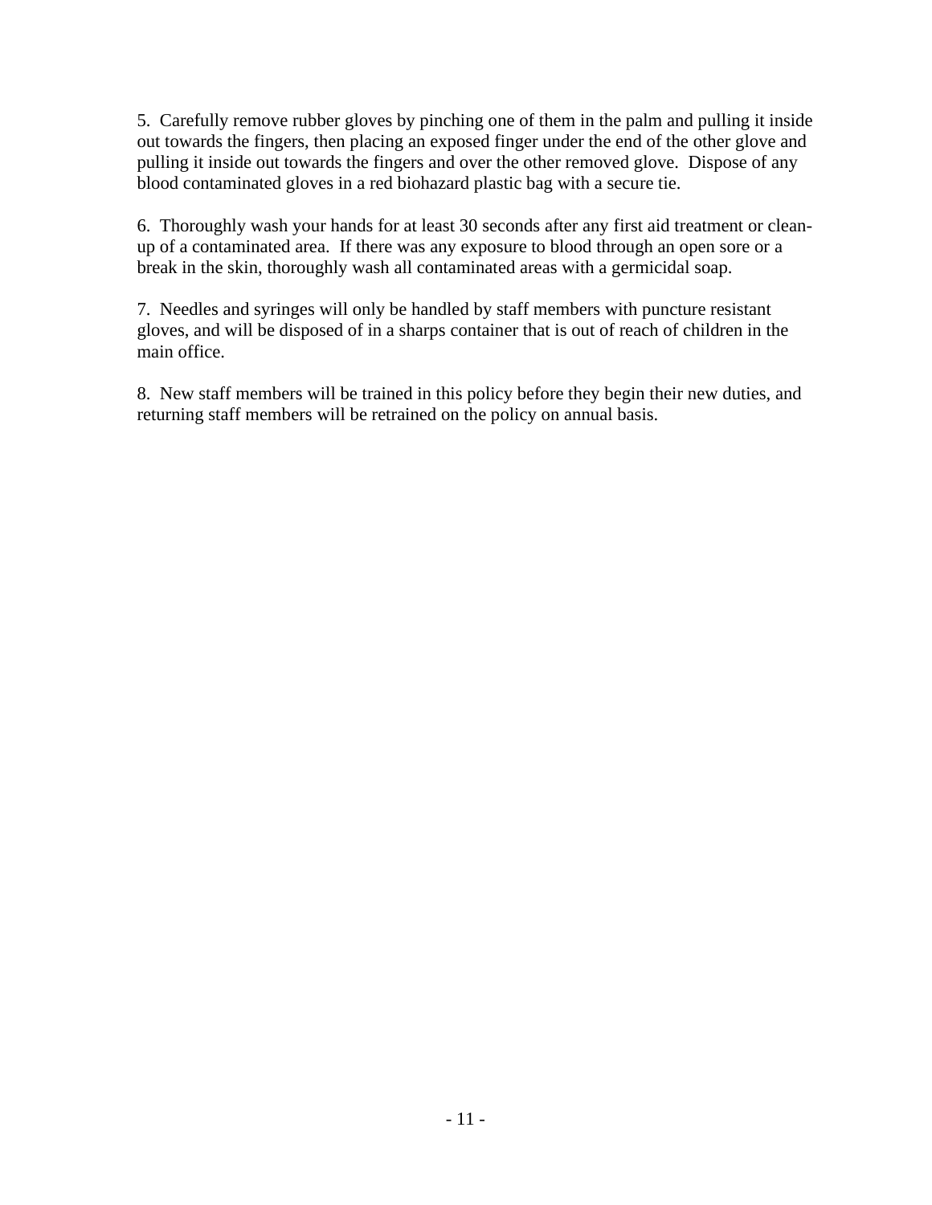5. Carefully remove rubber gloves by pinching one of them in the palm and pulling it inside out towards the fingers, then placing an exposed finger under the end of the other glove and pulling it inside out towards the fingers and over the other removed glove. Dispose of any blood contaminated gloves in a red biohazard plastic bag with a secure tie.

6. Thoroughly wash your hands for at least 30 seconds after any first aid treatment or clean-up of a contaminated area. If there was any exposure to blood through an open sore or a break in the skin, thoroughly wash all contaminated areas with a germicidal soap.

7. Needles and syringes will only be handled by staff members with puncture resistant gloves, and will be disposed of in a sharps container that is out of reach of children in the main office.

8. New staff members will be trained in this policy before they begin their new duties, and returning staff members will be retrained on the policy on annual basis.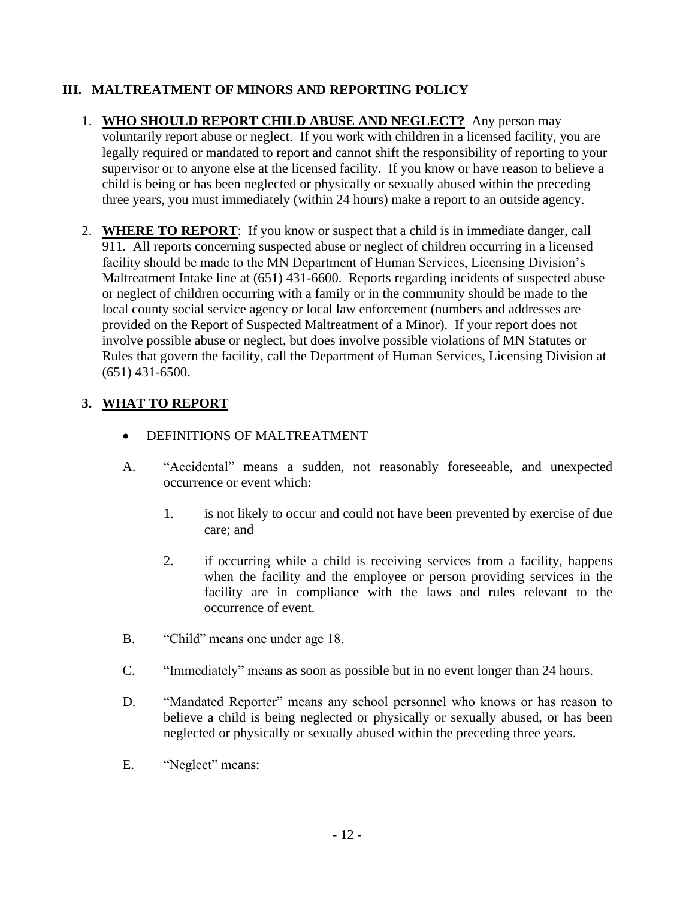## III. MALTREATMENT OF MINORS AND REPORTING POLICY

1. **WHO SHOULD REPORT CHILD ABUSE AND NEGLECT?** Any person may voluntarily report abuse or neglect. If you work with children in a licensed facility, you are legally required or mandated to report and cannot shift the responsibility of reporting to your supervisor or to anyone else at the licensed facility. If you know or have reason to believe a child is being or has been neglected or physically or sexually abused within the preceding three years, you must immediately (within 24 hours) make a report to an outside agency.

2. **WHERE TO REPORT**: If you know or suspect that a child is in immediate danger, call 911. All reports concerning suspected abuse or neglect of children occurring in a licensed facility should be made to the MN Department of Human Services, Licensing Division's Maltreatment Intake line at (651) 431-6600. Reports regarding incidents of suspected abuse or neglect of children occurring with a family or in the community should be made to the local county social service agency or local law enforcement (numbers and addresses are provided on the Report of Suspected Maltreatment of a Minor). If your report does not involve possible abuse or neglect, but does involve possible violations of MN Statutes or Rules that govern the facility, call the Department of Human Services, Licensing Division at (651) 431-6500.

### 3. WHAT TO REPORT

- DEFINITIONS OF MALTREATMENT

A. "Accidental" means a sudden, not reasonably foreseeable, and unexpected occurrence or event which:

   1. is not likely to occur and could not have been prevented by exercise of due care; and

   2. if occurring while a child is receiving services from a facility, happens when the facility and the employee or person providing services in the facility are in compliance with the laws and rules relevant to the occurrence of event.

B. "Child" means one under age 18.

C. "Immediately" means as soon as possible but in no event longer than 24 hours.

D. "Mandated Reporter" means any school personnel who knows or has reason to believe a child is being neglected or physically or sexually abused, or has been neglected or physically or sexually abused within the preceding three years.

E. "Neglect" means: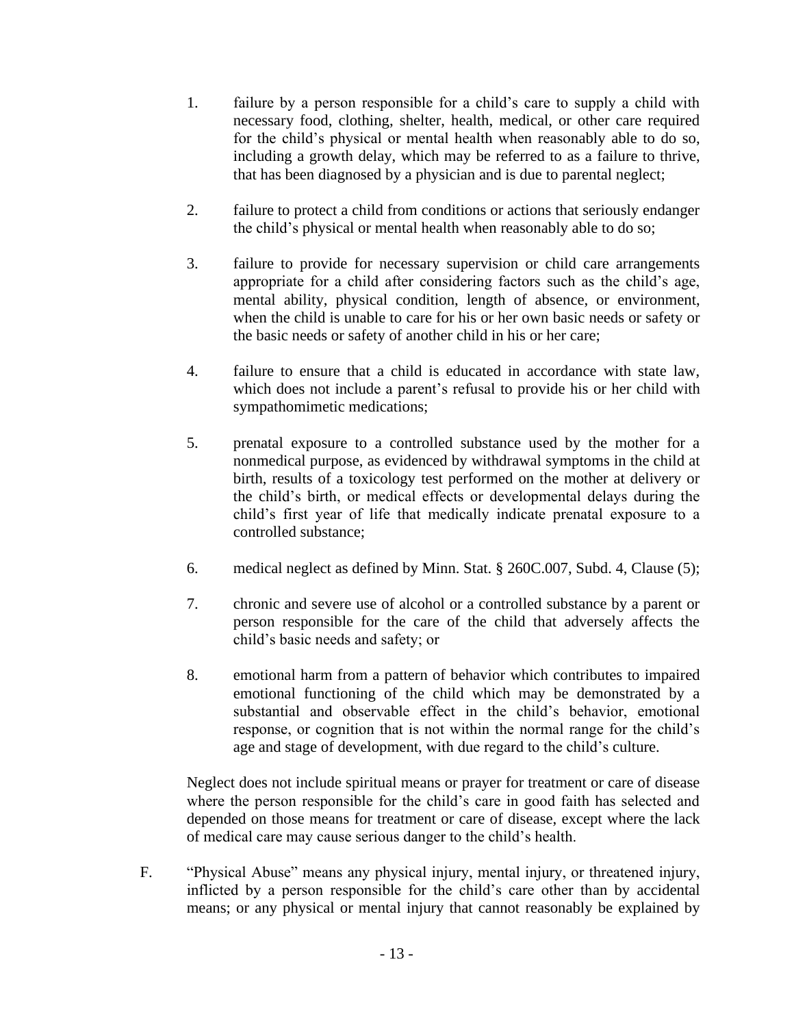1. failure by a person responsible for a child's care to supply a child with necessary food, clothing, shelter, health, medical, or other care required for the child's physical or mental health when reasonably able to do so, including a growth delay, which may be referred to as a failure to thrive, that has been diagnosed by a physician and is due to parental neglect;

2. failure to protect a child from conditions or actions that seriously endanger the child's physical or mental health when reasonably able to do so;

3. failure to provide for necessary supervision or child care arrangements appropriate for a child after considering factors such as the child's age, mental ability, physical condition, length of absence, or environment, when the child is unable to care for his or her own basic needs or safety or the basic needs or safety of another child in his or her care;

4. failure to ensure that a child is educated in accordance with state law, which does not include a parent's refusal to provide his or her child with sympathomimetic medications;

5. prenatal exposure to a controlled substance used by the mother for a nonmedical purpose, as evidenced by withdrawal symptoms in the child at birth, results of a toxicology test performed on the mother at delivery or the child's birth, or medical effects or developmental delays during the child's first year of life that medically indicate prenatal exposure to a controlled substance;

6. medical neglect as defined by Minn. Stat. § 260C.007, Subd. 4, Clause (5);

7. chronic and severe use of alcohol or a controlled substance by a parent or person responsible for the care of the child that adversely affects the child's basic needs and safety; or

8. emotional harm from a pattern of behavior which contributes to impaired emotional functioning of the child which may be demonstrated by a substantial and observable effect in the child's behavior, emotional response, or cognition that is not within the normal range for the child's age and stage of development, with due regard to the child's culture.

Neglect does not include spiritual means or prayer for treatment or care of disease where the person responsible for the child's care in good faith has selected and depended on those means for treatment or care of disease, except where the lack of medical care may cause serious danger to the child's health.

F. "Physical Abuse" means any physical injury, mental injury, or threatened injury, inflicted by a person responsible for the child's care other than by accidental means; or any physical or mental injury that cannot reasonably be explained by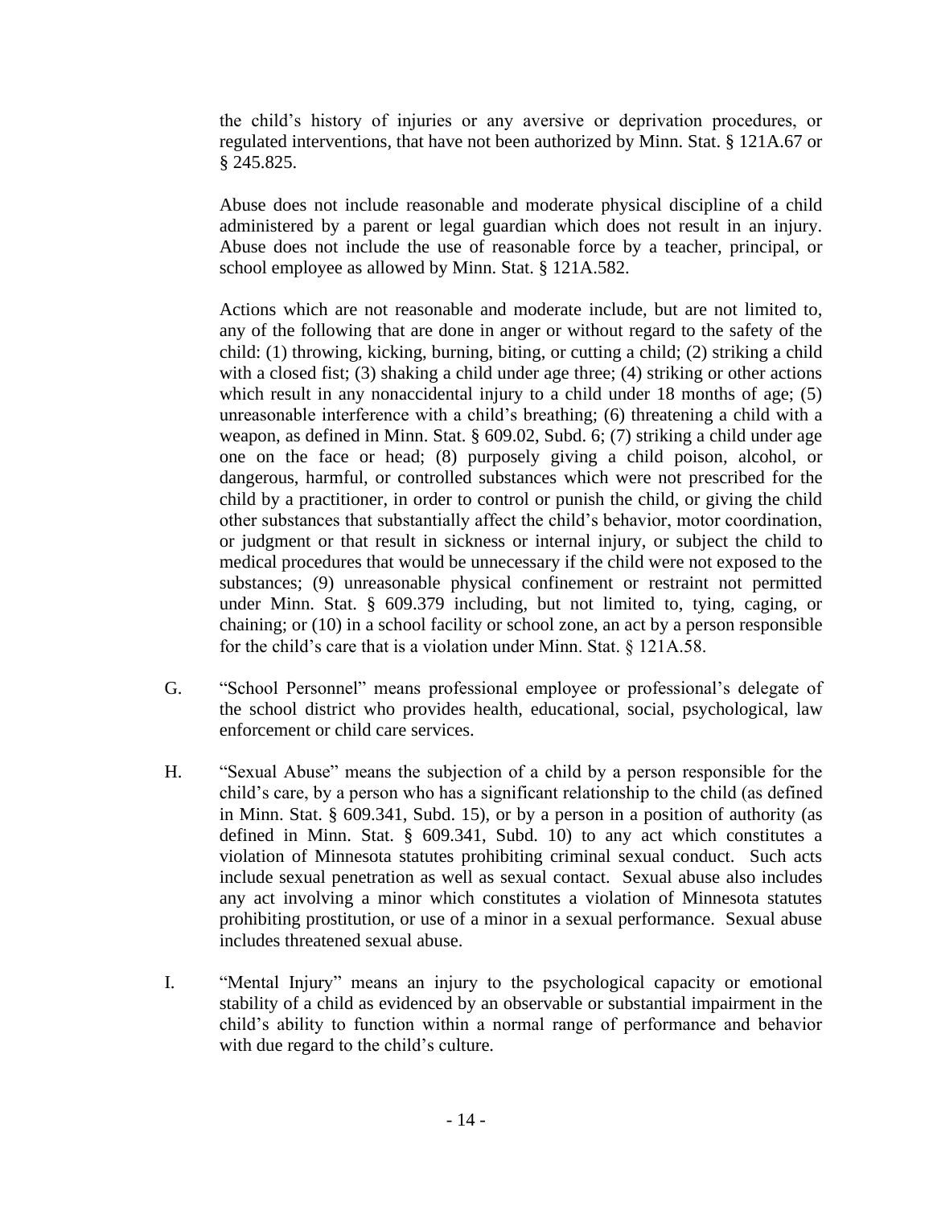the child's history of injuries or any aversive or deprivation procedures, or regulated interventions, that have not been authorized by Minn. Stat. § 121A.67 or § 245.825.

Abuse does not include reasonable and moderate physical discipline of a child administered by a parent or legal guardian which does not result in an injury. Abuse does not include the use of reasonable force by a teacher, principal, or school employee as allowed by Minn. Stat. § 121A.582.

Actions which are not reasonable and moderate include, but are not limited to, any of the following that are done in anger or without regard to the safety of the child: (1) throwing, kicking, burning, biting, or cutting a child; (2) striking a child with a closed fist; (3) shaking a child under age three; (4) striking or other actions which result in any nonaccidental injury to a child under 18 months of age; (5) unreasonable interference with a child's breathing; (6) threatening a child with a weapon, as defined in Minn. Stat. § 609.02, Subd. 6; (7) striking a child under age one on the face or head; (8) purposely giving a child poison, alcohol, or dangerous, harmful, or controlled substances which were not prescribed for the child by a practitioner, in order to control or punish the child, or giving the child other substances that substantially affect the child's behavior, motor coordination, or judgment or that result in sickness or internal injury, or subject the child to medical procedures that would be unnecessary if the child were not exposed to the substances; (9) unreasonable physical confinement or restraint not permitted under Minn. Stat. § 609.379 including, but not limited to, tying, caging, or chaining; or (10) in a school facility or school zone, an act by a person responsible for the child's care that is a violation under Minn. Stat. § 121A.58.

G. "School Personnel" means professional employee or professional's delegate of the school district who provides health, educational, social, psychological, law enforcement or child care services.

H. "Sexual Abuse" means the subjection of a child by a person responsible for the child's care, by a person who has a significant relationship to the child (as defined in Minn. Stat. § 609.341, Subd. 15), or by a person in a position of authority (as defined in Minn. Stat. § 609.341, Subd. 10) to any act which constitutes a violation of Minnesota statutes prohibiting criminal sexual conduct. Such acts include sexual penetration as well as sexual contact. Sexual abuse also includes any act involving a minor which constitutes a violation of Minnesota statutes prohibiting prostitution, or use of a minor in a sexual performance. Sexual abuse includes threatened sexual abuse.

I. "Mental Injury" means an injury to the psychological capacity or emotional stability of a child as evidenced by an observable or substantial impairment in the child's ability to function within a normal range of performance and behavior with due regard to the child's culture.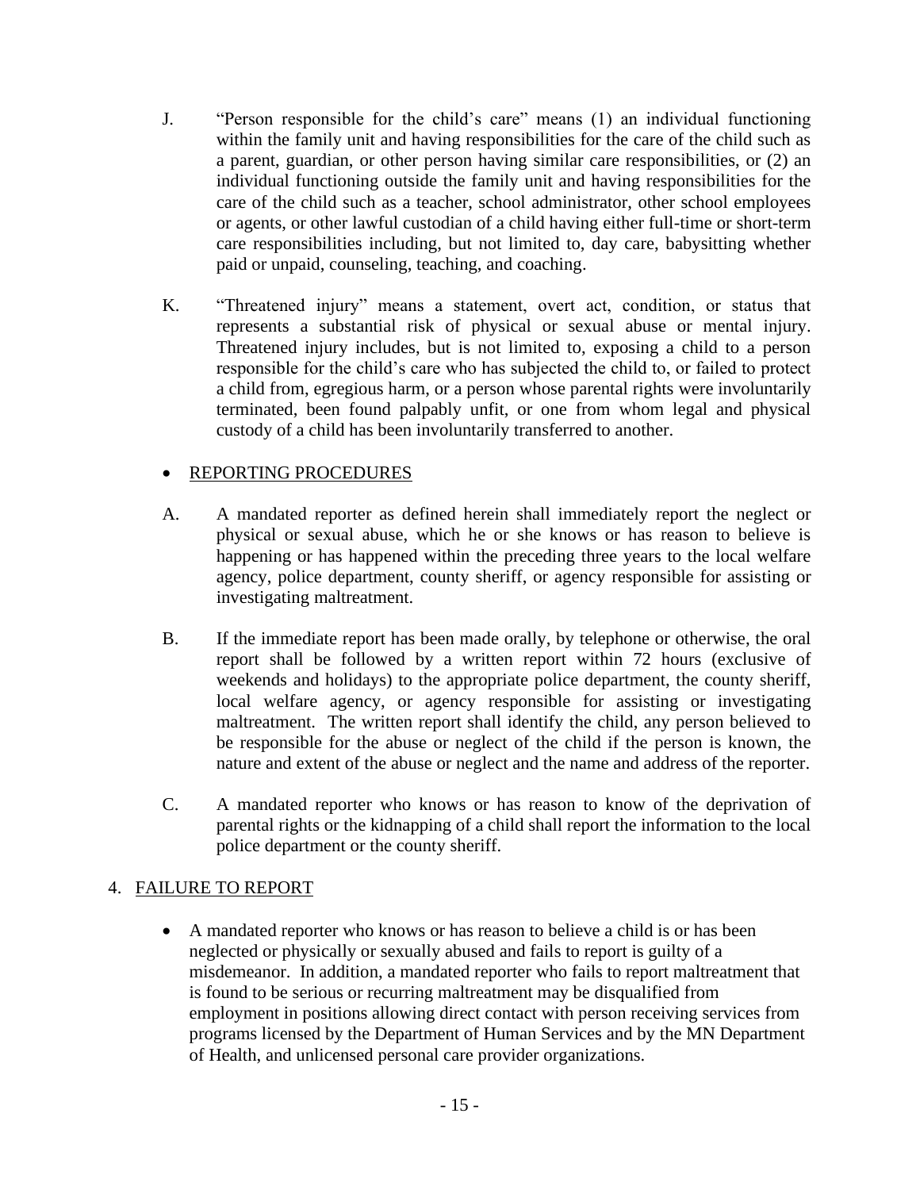J. "Person responsible for the child's care" means (1) an individual functioning within the family unit and having responsibilities for the care of the child such as a parent, guardian, or other person having similar care responsibilities, or (2) an individual functioning outside the family unit and having responsibilities for the care of the child such as a teacher, school administrator, other school employees or agents, or other lawful custodian of a child having either full-time or short-term care responsibilities including, but not limited to, day care, babysitting whether paid or unpaid, counseling, teaching, and coaching.

K. "Threatened injury" means a statement, overt act, condition, or status that represents a substantial risk of physical or sexual abuse or mental injury. Threatened injury includes, but is not limited to, exposing a child to a person responsible for the child's care who has subjected the child to, or failed to protect a child from, egregious harm, or a person whose parental rights were involuntarily terminated, been found palpably unfit, or one from whom legal and physical custody of a child has been involuntarily transferred to another.

- REPORTING PROCEDURES

A. A mandated reporter as defined herein shall immediately report the neglect or physical or sexual abuse, which he or she knows or has reason to believe is happening or has happened within the preceding three years to the local welfare agency, police department, county sheriff, or agency responsible for assisting or investigating maltreatment.

B. If the immediate report has been made orally, by telephone or otherwise, the oral report shall be followed by a written report within 72 hours (exclusive of weekends and holidays) to the appropriate police department, the county sheriff, local welfare agency, or agency responsible for assisting or investigating maltreatment. The written report shall identify the child, any person believed to be responsible for the abuse or neglect of the child if the person is known, the nature and extent of the abuse or neglect and the name and address of the reporter.

C. A mandated reporter who knows or has reason to know of the deprivation of parental rights or the kidnapping of a child shall report the information to the local police department or the county sheriff.

4. FAILURE TO REPORT

- A mandated reporter who knows or has reason to believe a child is or has been neglected or physically or sexually abused and fails to report is guilty of a misdemeanor. In addition, a mandated reporter who fails to report maltreatment that is found to be serious or recurring maltreatment may be disqualified from employment in positions allowing direct contact with person receiving services from programs licensed by the Department of Human Services and by the MN Department of Health, and unlicensed personal care provider organizations.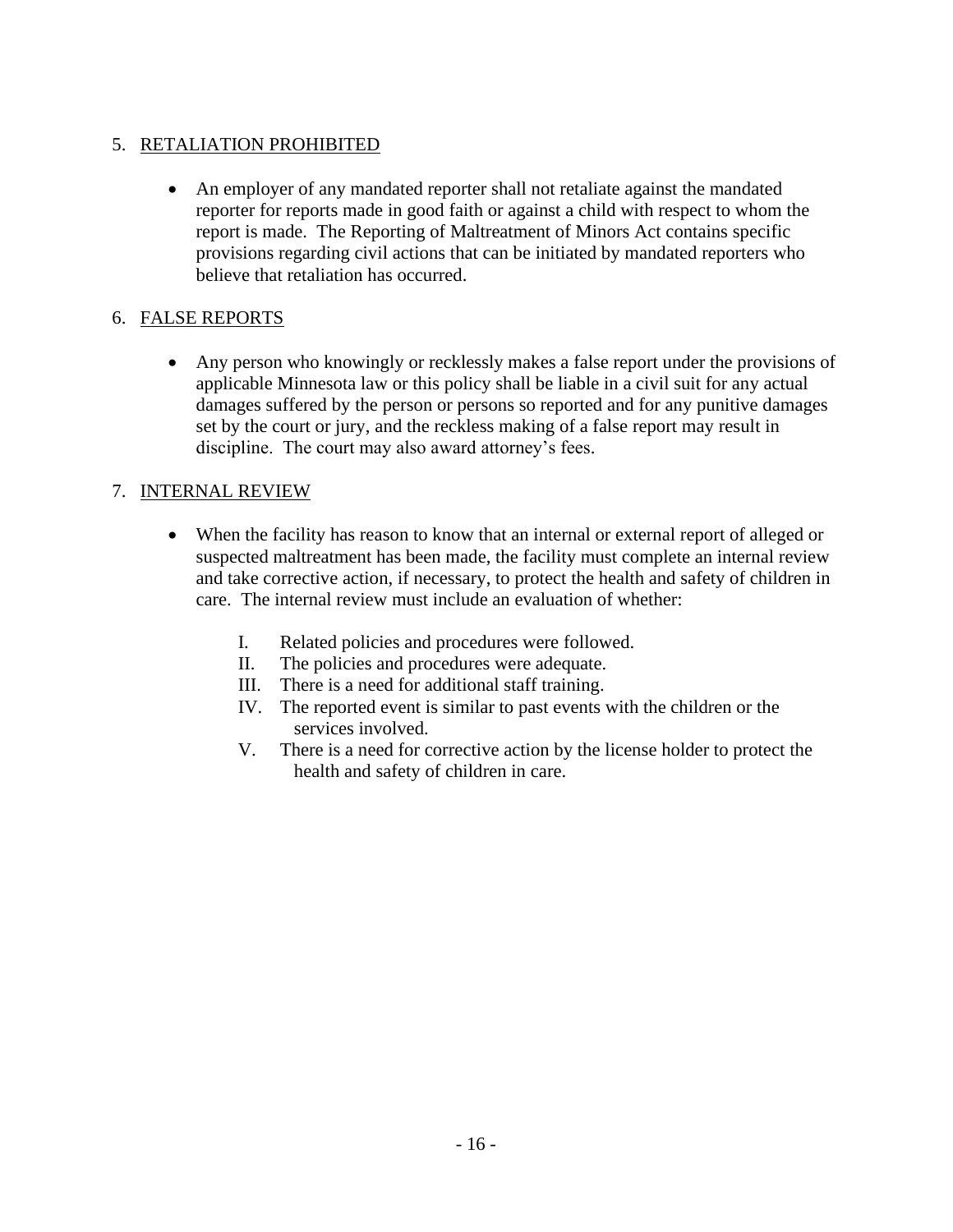5. <u>RETALIATION PROHIBITED</u>

    - An employer of any mandated reporter shall not retaliate against the mandated reporter for reports made in good faith or against a child with respect to whom the report is made. The Reporting of Maltreatment of Minors Act contains specific provisions regarding civil actions that can be initiated by mandated reporters who believe that retaliation has occurred.

6. <u>FALSE REPORTS</u>

    - Any person who knowingly or recklessly makes a false report under the provisions of applicable Minnesota law or this policy shall be liable in a civil suit for any actual damages suffered by the person or persons so reported and for any punitive damages set by the court or jury, and the reckless making of a false report may result in discipline. The court may also award attorney's fees.

7. <u>INTERNAL REVIEW</u>

    - When the facility has reason to know that an internal or external report of alleged or suspected maltreatment has been made, the facility must complete an internal review and take corrective action, if necessary, to protect the health and safety of children in care. The internal review must include an evaluation of whether:

        I. Related policies and procedures were followed.
        II. The policies and procedures were adequate.
        III. There is a need for additional staff training.
        IV. The reported event is similar to past events with the children or the services involved.
        V. There is a need for corrective action by the license holder to protect the health and safety of children in care.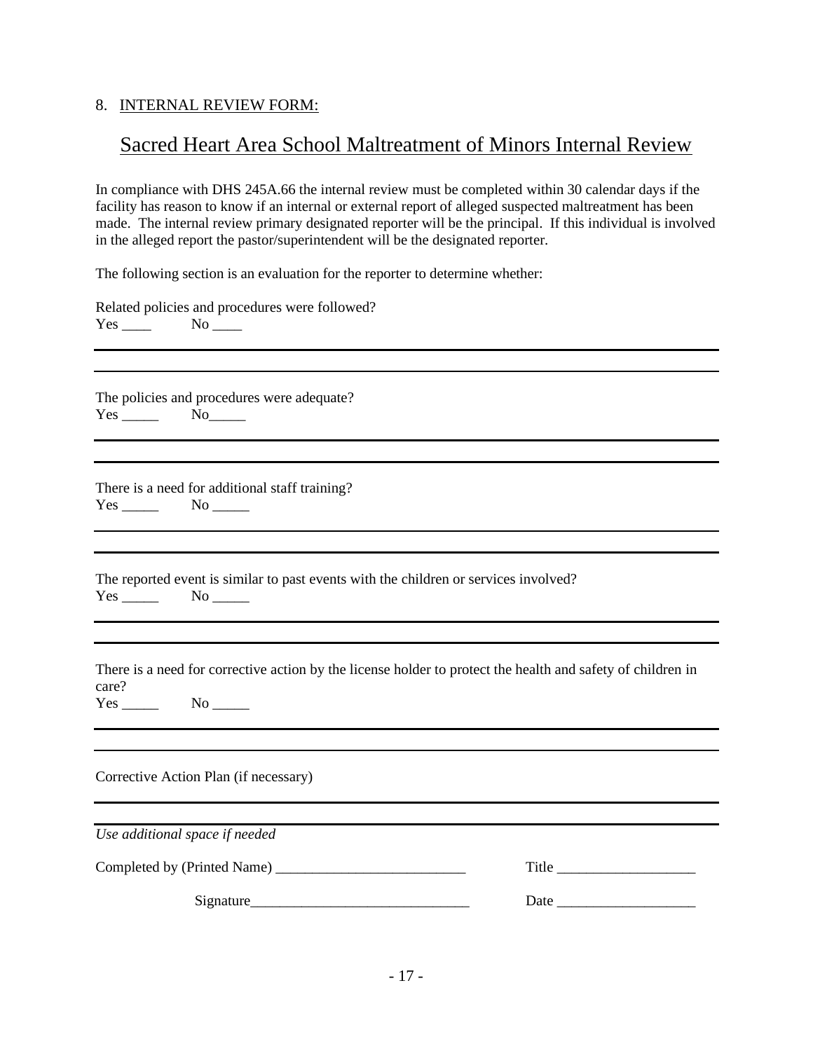8. INTERNAL REVIEW FORM:

## Sacred Heart Area School Maltreatment of Minors Internal Review

In compliance with DHS 245A.66 the internal review must be completed within 30 calendar days if the facility has reason to know if an internal or external report of alleged suspected maltreatment has been made. The internal review primary designated reporter will be the principal. If this individual is involved in the alleged report the pastor/superintendent will be the designated reporter.

The following section is an evaluation for the reporter to determine whether:

Related policies and procedures were followed?
Yes ____ No ____

---

---

The policies and procedures were adequate?
Yes _____ No_____

---

---

There is a need for additional staff training?
Yes _____ No _____

---

---

The reported event is similar to past events with the children or services involved?
Yes _____ No _____

---

---

There is a need for corrective action by the license holder to protect the health and safety of children in care?
Yes _____ No _____

---

---

Corrective Action Plan (if necessary)

---

---

*Use additional space if needed*

Completed by (Printed Name) __________________________ Title ___________________

Signature______________________________ Date ___________________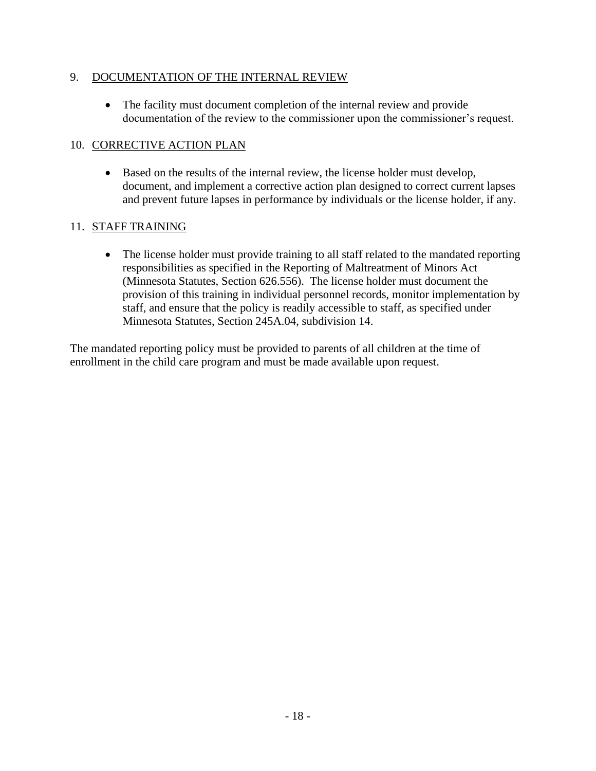9. <u>DOCUMENTATION OF THE INTERNAL REVIEW</u>

   - The facility must document completion of the internal review and provide documentation of the review to the commissioner upon the commissioner's request.

10. <u>CORRECTIVE ACTION PLAN</u>

    - Based on the results of the internal review, the license holder must develop, document, and implement a corrective action plan designed to correct current lapses and prevent future lapses in performance by individuals or the license holder, if any.

11. <u>STAFF TRAINING</u>

    - The license holder must provide training to all staff related to the mandated reporting responsibilities as specified in the Reporting of Maltreatment of Minors Act (Minnesota Statutes, Section 626.556). The license holder must document the provision of this training in individual personnel records, monitor implementation by staff, and ensure that the policy is readily accessible to staff, as specified under Minnesota Statutes, Section 245A.04, subdivision 14.

The mandated reporting policy must be provided to parents of all children at the time of enrollment in the child care program and must be made available upon request.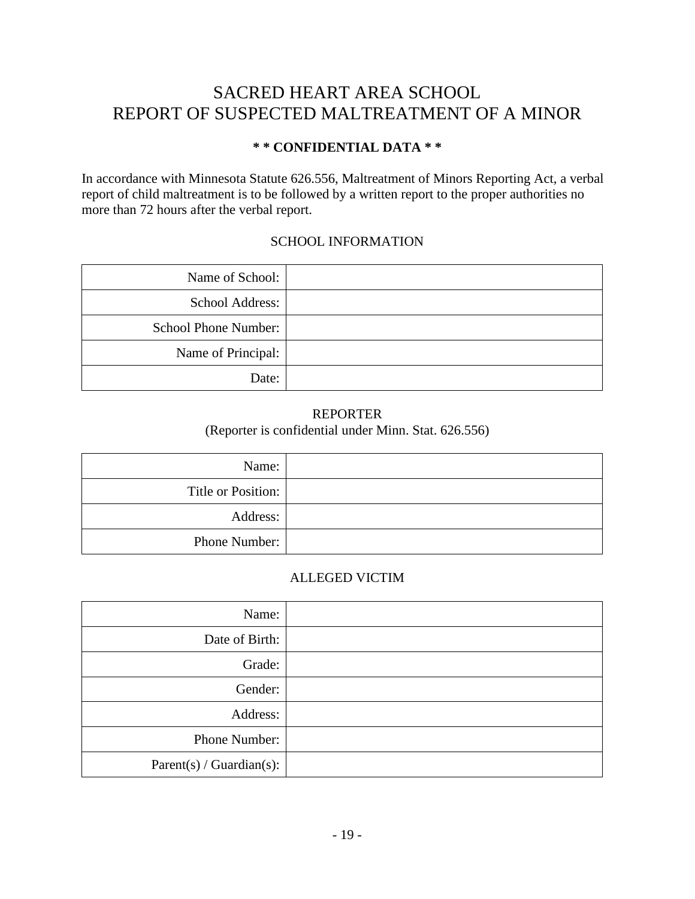# SACRED HEART AREA SCHOOL
# REPORT OF SUSPECTED MALTREATMENT OF A MINOR

**\* \* CONFIDENTIAL DATA \* \***

In accordance with Minnesota Statute 626.556, Maltreatment of Minors Reporting Act, a verbal report of child maltreatment is to be followed by a written report to the proper authorities no more than 72 hours after the verbal report.

## SCHOOL INFORMATION

| | |
|---:|---|
| Name of School: | |
| School Address: | |
| School Phone Number: | |
| Name of Principal: | |
| Date: | |

## REPORTER

(Reporter is confidential under Minn. Stat. 626.556)

| | |
|---:|---|
| Name: | |
| Title or Position: | |
| Address: | |
| Phone Number: | |

## ALLEGED VICTIM

| | |
|---:|---|
| Name: | |
| Date of Birth: | |
| Grade: | |
| Gender: | |
| Address: | |
| Phone Number: | |
| Parent(s) / Guardian(s): | |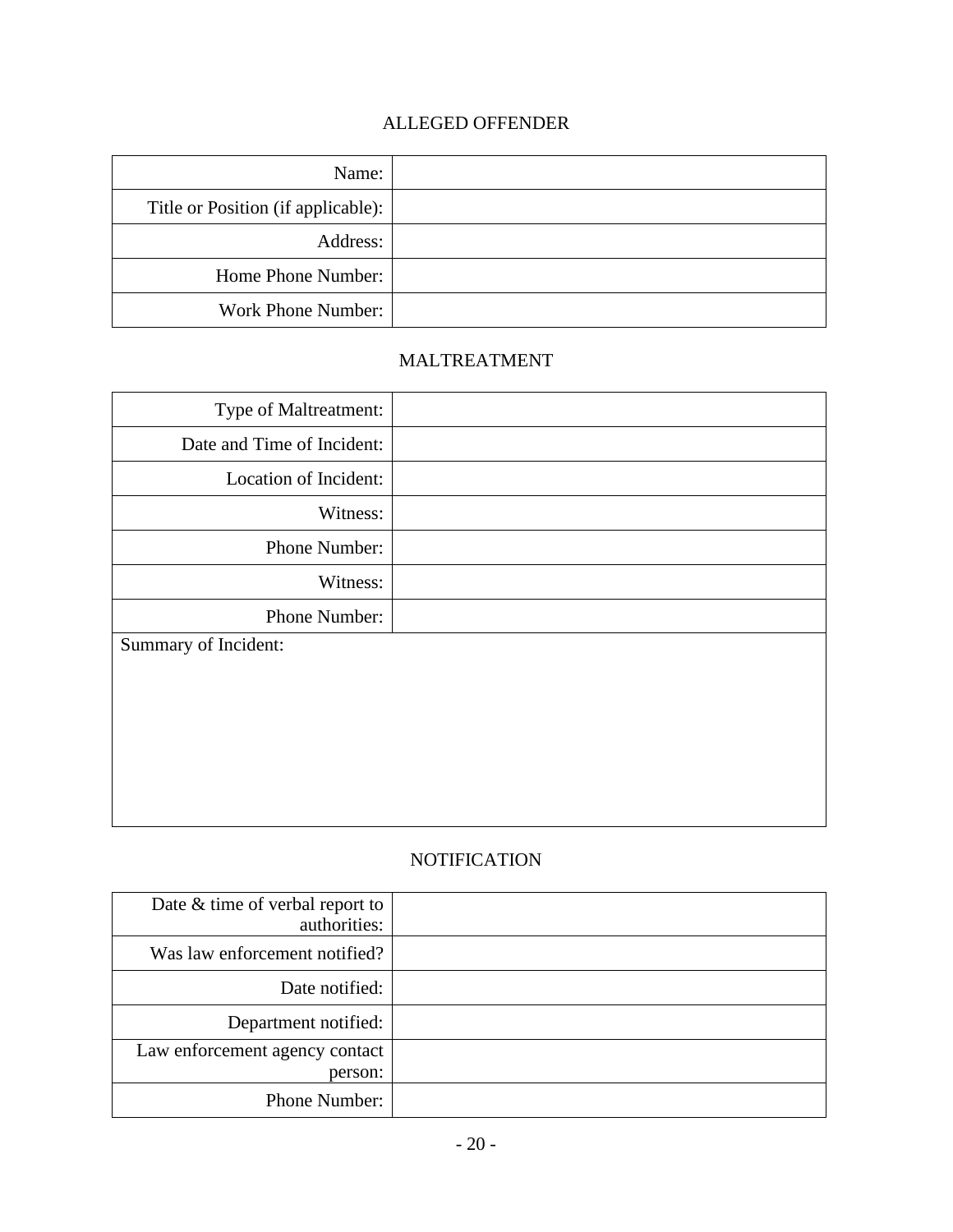## ALLEGED OFFENDER

| | |
|---|---|
| Name: | |
| Title or Position (if applicable): | |
| Address: | |
| Home Phone Number: | |
| Work Phone Number: | |

## MALTREATMENT

| | |
|---|---|
| Type of Maltreatment: | |
| Date and Time of Incident: | |
| Location of Incident: | |
| Witness: | |
| Phone Number: | |
| Witness: | |
| Phone Number: | |
| Summary of Incident: | |

## NOTIFICATION

| | |
|---|---|
| Date & time of verbal report to authorities: | |
| Was law enforcement notified? | |
| Date notified: | |
| Department notified: | |
| Law enforcement agency contact person: | |
| Phone Number: | |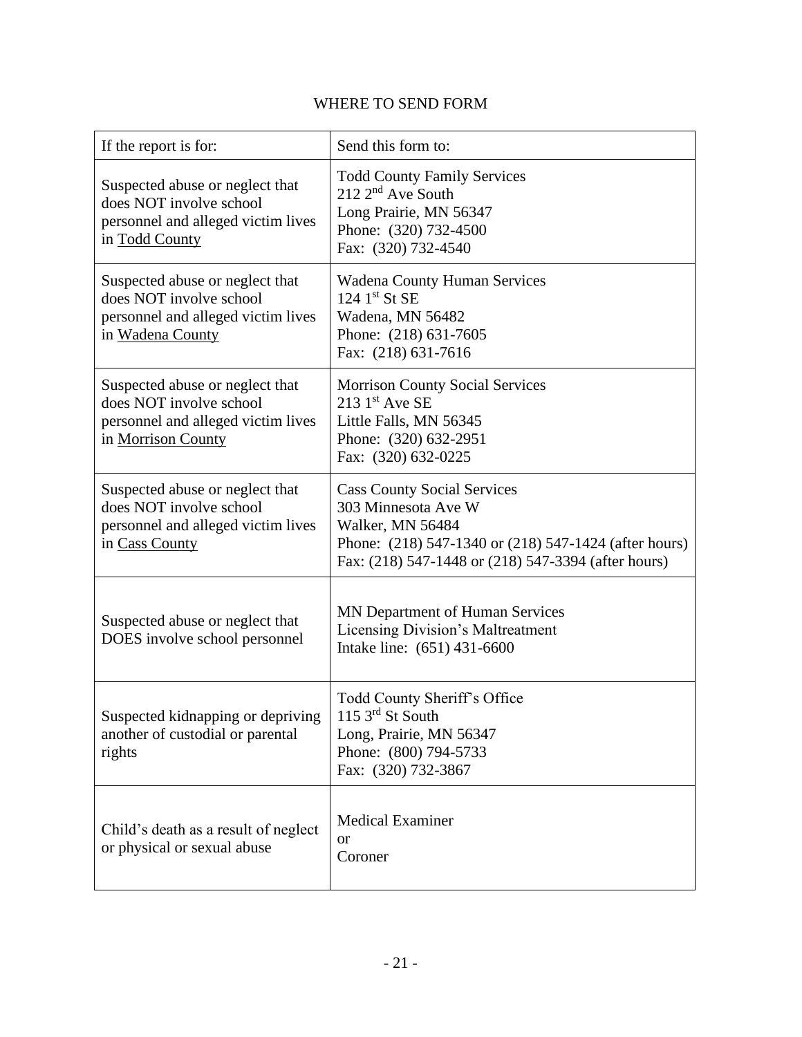# WHERE TO SEND FORM

| If the report is for: | Send this form to: |
|---|---|
| Suspected abuse or neglect that does NOT involve school personnel and alleged victim lives in <u>Todd County</u> | Todd County Family Services<br>212 2nd Ave South<br>Long Prairie, MN 56347<br>Phone: (320) 732-4500<br>Fax: (320) 732-4540 |
| Suspected abuse or neglect that does NOT involve school personnel and alleged victim lives in <u>Wadena County</u> | Wadena County Human Services<br>124 1st St SE<br>Wadena, MN 56482<br>Phone: (218) 631-7605<br>Fax: (218) 631-7616 |
| Suspected abuse or neglect that does NOT involve school personnel and alleged victim lives in <u>Morrison County</u> | Morrison County Social Services<br>213 1st Ave SE<br>Little Falls, MN 56345<br>Phone: (320) 632-2951<br>Fax: (320) 632-0225 |
| Suspected abuse or neglect that does NOT involve school personnel and alleged victim lives in <u>Cass County</u> | Cass County Social Services<br>303 Minnesota Ave W<br>Walker, MN 56484<br>Phone: (218) 547-1340 or (218) 547-1424 (after hours)<br>Fax: (218) 547-1448 or (218) 547-3394 (after hours) |
| Suspected abuse or neglect that DOES involve school personnel | MN Department of Human Services<br>Licensing Division's Maltreatment<br>Intake line: (651) 431-6600 |
| Suspected kidnapping or depriving another of custodial or parental rights | Todd County Sheriff's Office<br>115 3rd St South<br>Long, Prairie, MN 56347<br>Phone: (800) 794-5733<br>Fax: (320) 732-3867 |
| Child's death as a result of neglect or physical or sexual abuse | Medical Examiner<br>or<br>Coroner |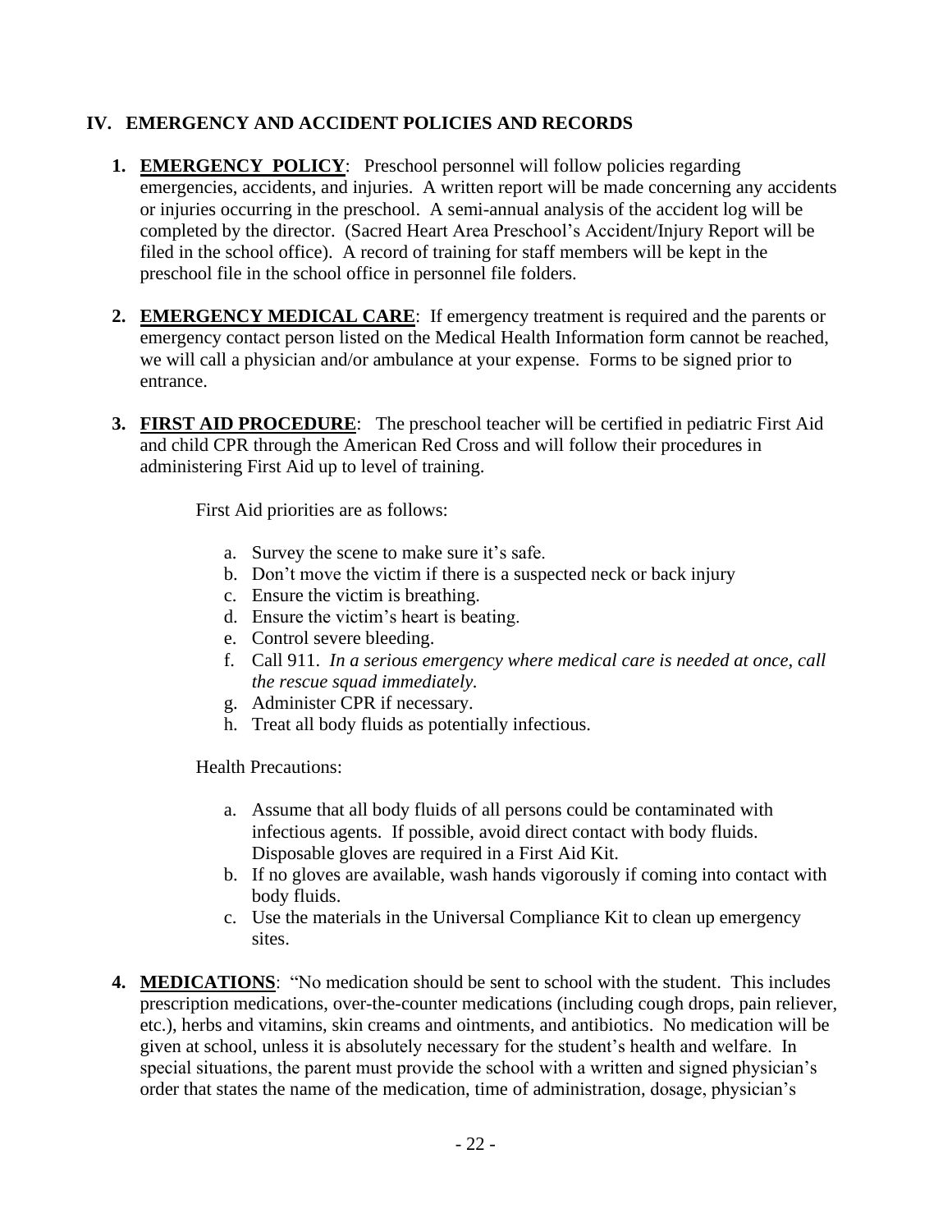## IV. EMERGENCY AND ACCIDENT POLICIES AND RECORDS

1. **EMERGENCY POLICY**: Preschool personnel will follow policies regarding emergencies, accidents, and injuries. A written report will be made concerning any accidents or injuries occurring in the preschool. A semi-annual analysis of the accident log will be completed by the director. (Sacred Heart Area Preschool's Accident/Injury Report will be filed in the school office). A record of training for staff members will be kept in the preschool file in the school office in personnel file folders.

2. **EMERGENCY MEDICAL CARE**: If emergency treatment is required and the parents or emergency contact person listed on the Medical Health Information form cannot be reached, we will call a physician and/or ambulance at your expense. Forms to be signed prior to entrance.

3. **FIRST AID PROCEDURE**: The preschool teacher will be certified in pediatric First Aid and child CPR through the American Red Cross and will follow their procedures in administering First Aid up to level of training.

   First Aid priorities are as follows:

   a. Survey the scene to make sure it's safe.
   b. Don't move the victim if there is a suspected neck or back injury
   c. Ensure the victim is breathing.
   d. Ensure the victim's heart is beating.
   e. Control severe bleeding.
   f. Call 911. *In a serious emergency where medical care is needed at once, call the rescue squad immediately.*
   g. Administer CPR if necessary.
   h. Treat all body fluids as potentially infectious.

   Health Precautions:

   a. Assume that all body fluids of all persons could be contaminated with infectious agents. If possible, avoid direct contact with body fluids. Disposable gloves are required in a First Aid Kit.
   b. If no gloves are available, wash hands vigorously if coming into contact with body fluids.
   c. Use the materials in the Universal Compliance Kit to clean up emergency sites.

4. **MEDICATIONS**: "No medication should be sent to school with the student. This includes prescription medications, over-the-counter medications (including cough drops, pain reliever, etc.), herbs and vitamins, skin creams and ointments, and antibiotics. No medication will be given at school, unless it is absolutely necessary for the student's health and welfare. In special situations, the parent must provide the school with a written and signed physician's order that states the name of the medication, time of administration, dosage, physician's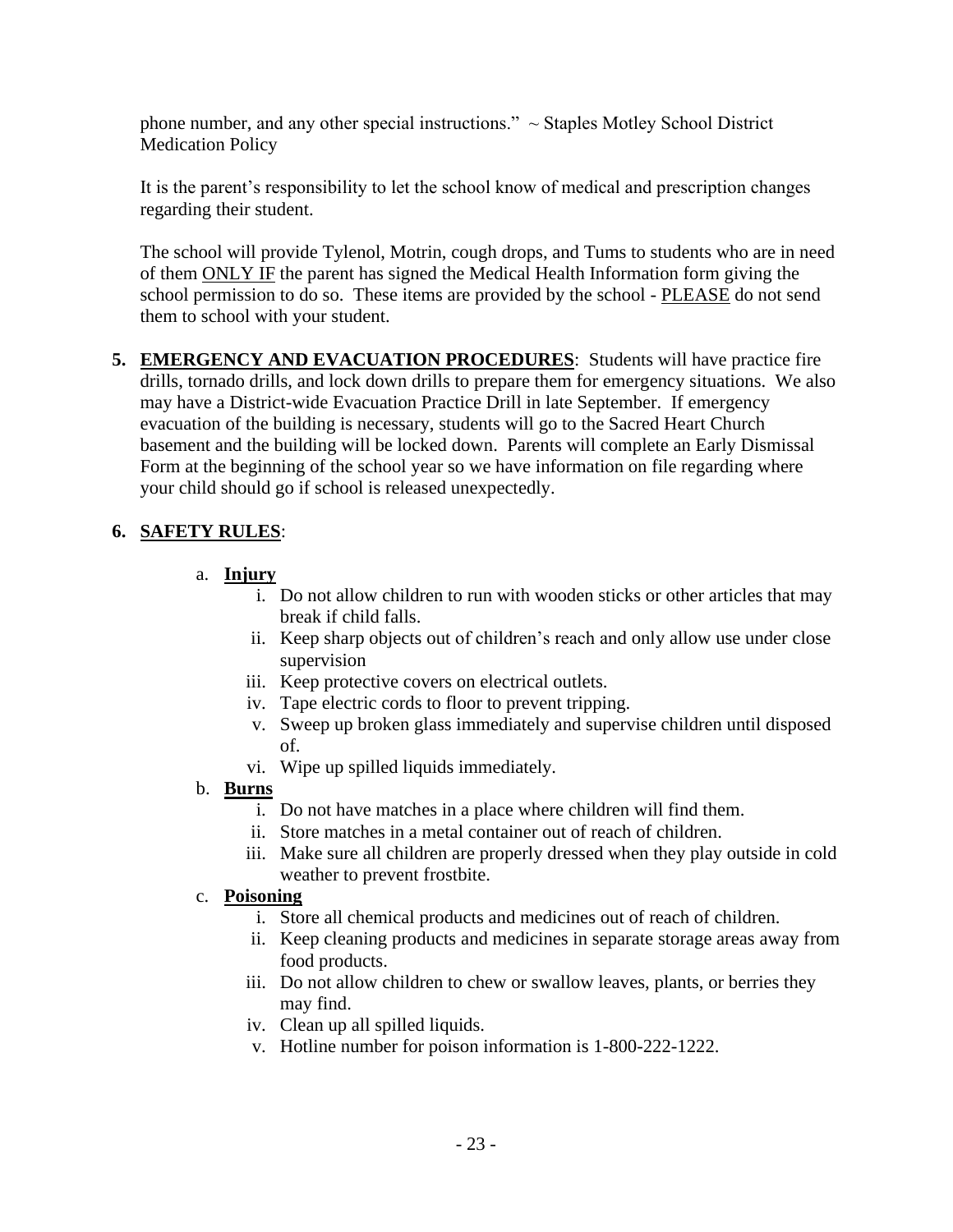phone number, and any other special instructions." ~ Staples Motley School District Medication Policy

It is the parent's responsibility to let the school know of medical and prescription changes regarding their student.

The school will provide Tylenol, Motrin, cough drops, and Tums to students who are in need of them <u>ONLY IF</u> the parent has signed the Medical Health Information form giving the school permission to do so. These items are provided by the school - <u>PLEASE</u> do not send them to school with your student.

5. **<u>EMERGENCY AND EVACUATION PROCEDURES</u>**: Students will have practice fire drills, tornado drills, and lock down drills to prepare them for emergency situations. We also may have a District-wide Evacuation Practice Drill in late September. If emergency evacuation of the building is necessary, students will go to the Sacred Heart Church basement and the building will be locked down. Parents will complete an Early Dismissal Form at the beginning of the school year so we have information on file regarding where your child should go if school is released unexpectedly.

6. **<u>SAFETY RULES</u>**:

   a. **<u>Injury</u>**
      i. Do not allow children to run with wooden sticks or other articles that may break if child falls.
      ii. Keep sharp objects out of children's reach and only allow use under close supervision
      iii. Keep protective covers on electrical outlets.
      iv. Tape electric cords to floor to prevent tripping.
      v. Sweep up broken glass immediately and supervise children until disposed of.
      vi. Wipe up spilled liquids immediately.

   b. **<u>Burns</u>**
      i. Do not have matches in a place where children will find them.
      ii. Store matches in a metal container out of reach of children.
      iii. Make sure all children are properly dressed when they play outside in cold weather to prevent frostbite.

   c. **<u>Poisoning</u>**
      i. Store all chemical products and medicines out of reach of children.
      ii. Keep cleaning products and medicines in separate storage areas away from food products.
      iii. Do not allow children to chew or swallow leaves, plants, or berries they may find.
      iv. Clean up all spilled liquids.
      v. Hotline number for poison information is 1-800-222-1222.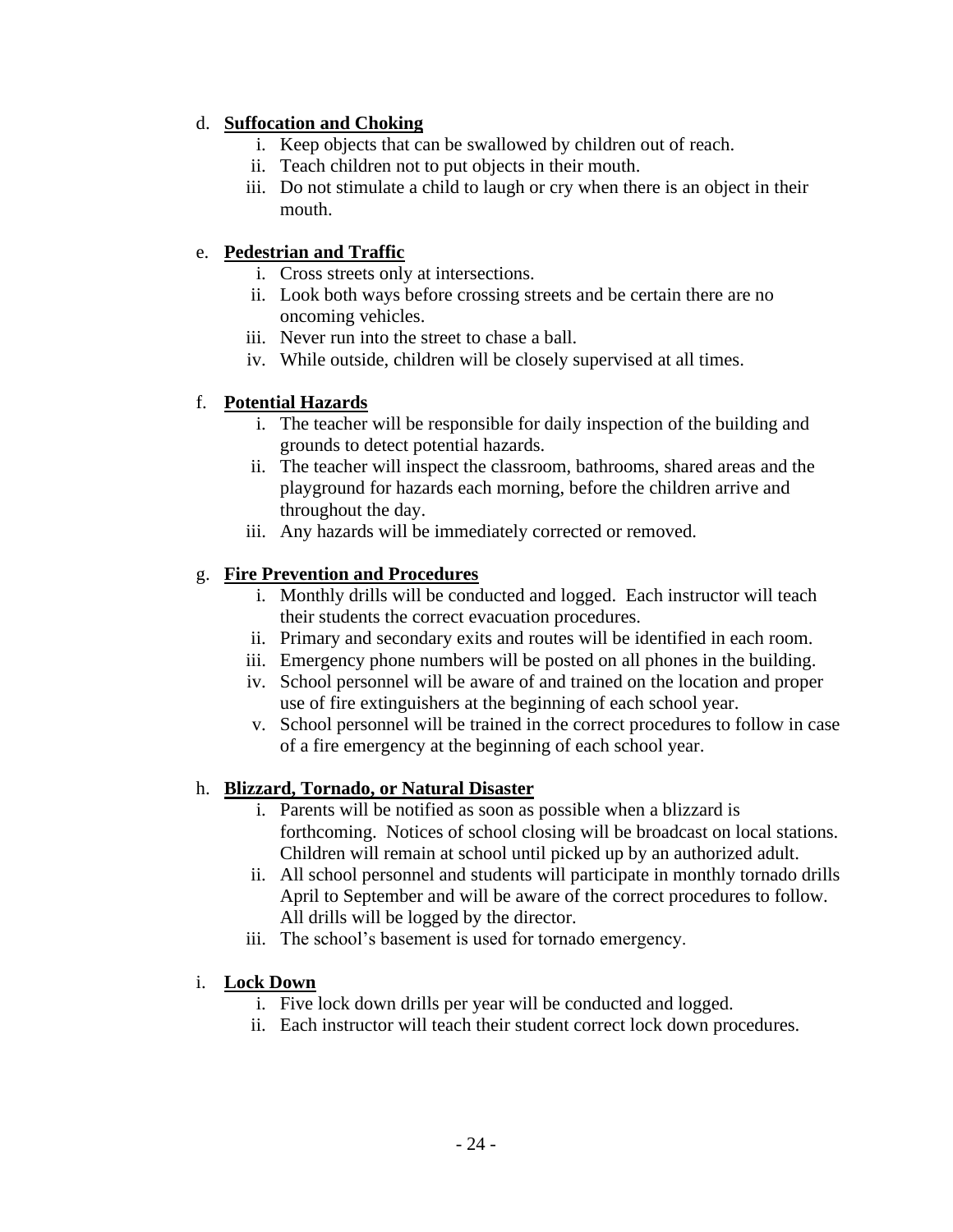d. **Suffocation and Choking**

   i. Keep objects that can be swallowed by children out of reach.
   ii. Teach children not to put objects in their mouth.
   iii. Do not stimulate a child to laugh or cry when there is an object in their mouth.

e. **Pedestrian and Traffic**

   i. Cross streets only at intersections.
   ii. Look both ways before crossing streets and be certain there are no oncoming vehicles.
   iii. Never run into the street to chase a ball.
   iv. While outside, children will be closely supervised at all times.

f. **Potential Hazards**

   i. The teacher will be responsible for daily inspection of the building and grounds to detect potential hazards.
   ii. The teacher will inspect the classroom, bathrooms, shared areas and the playground for hazards each morning, before the children arrive and throughout the day.
   iii. Any hazards will be immediately corrected or removed.

g. **Fire Prevention and Procedures**

   i. Monthly drills will be conducted and logged. Each instructor will teach their students the correct evacuation procedures.
   ii. Primary and secondary exits and routes will be identified in each room.
   iii. Emergency phone numbers will be posted on all phones in the building.
   iv. School personnel will be aware of and trained on the location and proper use of fire extinguishers at the beginning of each school year.
   v. School personnel will be trained in the correct procedures to follow in case of a fire emergency at the beginning of each school year.

h. **Blizzard, Tornado, or Natural Disaster**

   i. Parents will be notified as soon as possible when a blizzard is forthcoming. Notices of school closing will be broadcast on local stations. Children will remain at school until picked up by an authorized adult.
   ii. All school personnel and students will participate in monthly tornado drills April to September and will be aware of the correct procedures to follow. All drills will be logged by the director.
   iii. The school's basement is used for tornado emergency.

i. **Lock Down**

   i. Five lock down drills per year will be conducted and logged.
   ii. Each instructor will teach their student correct lock down procedures.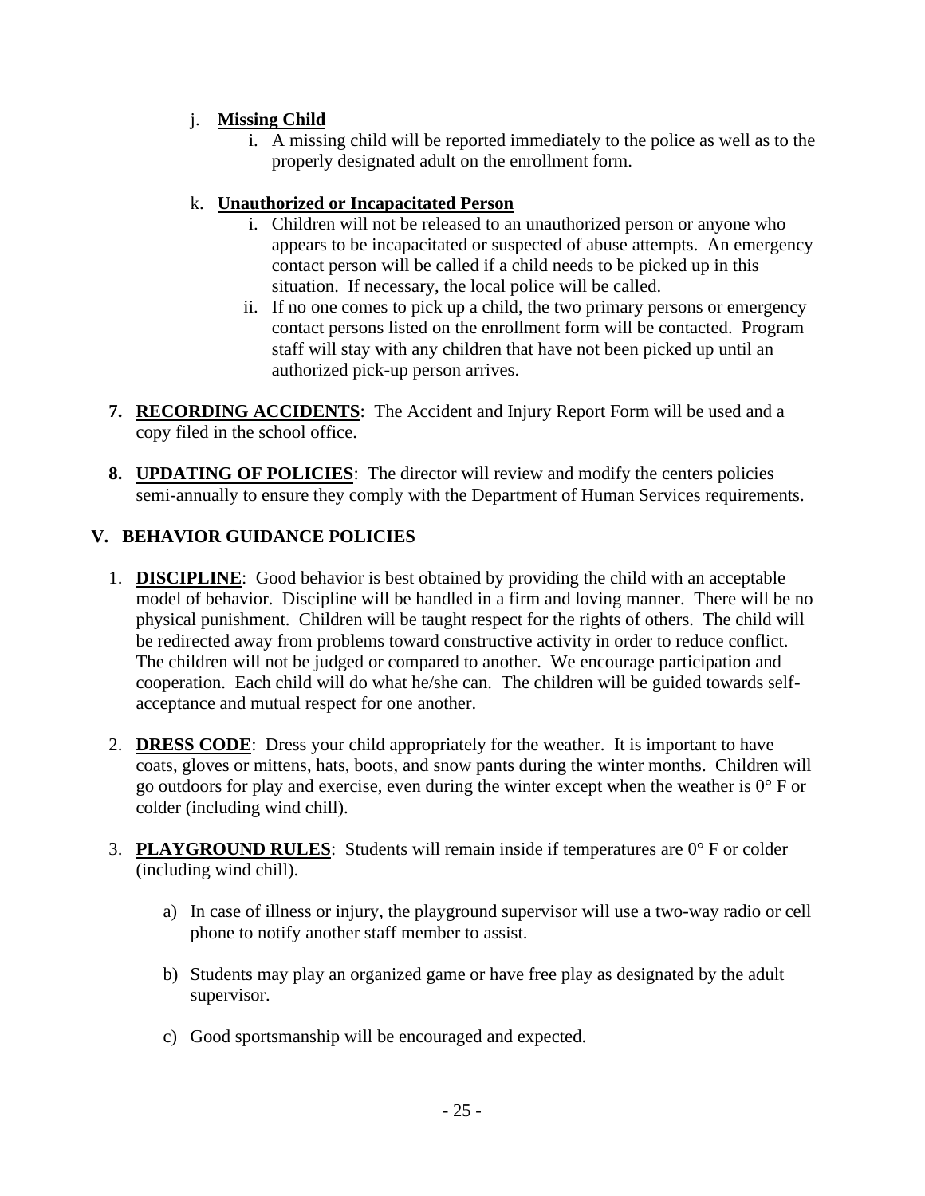j. **<u>Missing Child</u>**

   i. A missing child will be reported immediately to the police as well as to the properly designated adult on the enrollment form.

k. **<u>Unauthorized or Incapacitated Person</u>**

   i. Children will not be released to an unauthorized person or anyone who appears to be incapacitated or suspected of abuse attempts. An emergency contact person will be called if a child needs to be picked up in this situation. If necessary, the local police will be called.

   ii. If no one comes to pick up a child, the two primary persons or emergency contact persons listed on the enrollment form will be contacted. Program staff will stay with any children that have not been picked up until an authorized pick-up person arrives.

**7. <u>RECORDING ACCIDENTS</u>**: The Accident and Injury Report Form will be used and a copy filed in the school office.

**8. <u>UPDATING OF POLICIES</u>**: The director will review and modify the centers policies semi-annually to ensure they comply with the Department of Human Services requirements.

## V. BEHAVIOR GUIDANCE POLICIES

1. **<u>DISCIPLINE</u>**: Good behavior is best obtained by providing the child with an acceptable model of behavior. Discipline will be handled in a firm and loving manner. There will be no physical punishment. Children will be taught respect for the rights of others. The child will be redirected away from problems toward constructive activity in order to reduce conflict. The children will not be judged or compared to another. We encourage participation and cooperation. Each child will do what he/she can. The children will be guided towards self-acceptance and mutual respect for one another.

2. **<u>DRESS CODE</u>**: Dress your child appropriately for the weather. It is important to have coats, gloves or mittens, hats, boots, and snow pants during the winter months. Children will go outdoors for play and exercise, even during the winter except when the weather is 0° F or colder (including wind chill).

3. **<u>PLAYGROUND RULES</u>**: Students will remain inside if temperatures are 0° F or colder (including wind chill).

   a) In case of illness or injury, the playground supervisor will use a two-way radio or cell phone to notify another staff member to assist.

   b) Students may play an organized game or have free play as designated by the adult supervisor.

   c) Good sportsmanship will be encouraged and expected.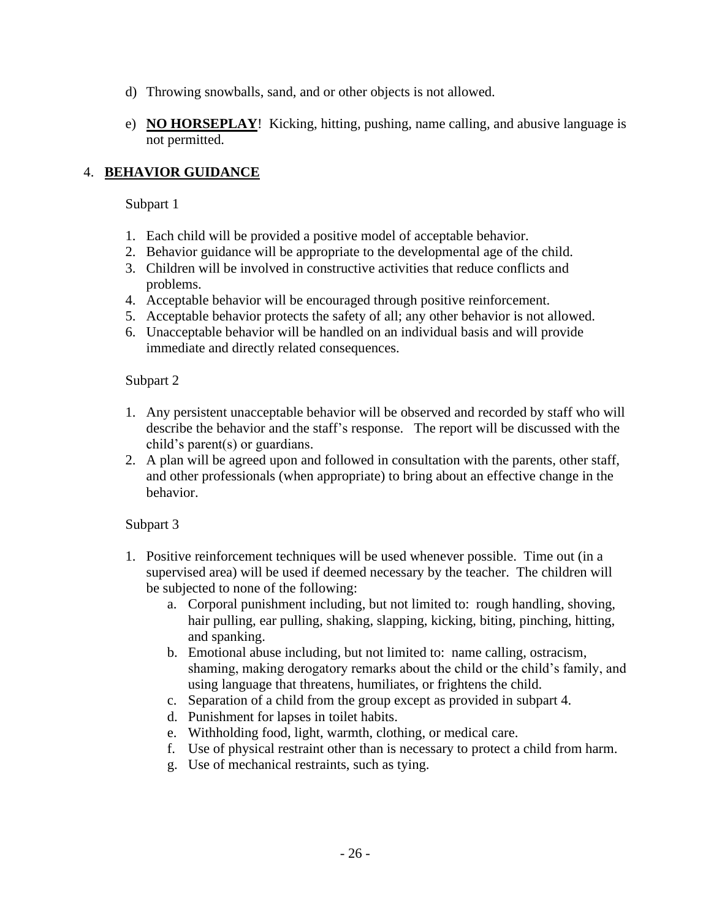d) Throwing snowballs, sand, and or other objects is not allowed.

e) **NO HORSEPLAY**! Kicking, hitting, pushing, name calling, and abusive language is not permitted.

## 4. BEHAVIOR GUIDANCE

Subpart 1

1. Each child will be provided a positive model of acceptable behavior.
2. Behavior guidance will be appropriate to the developmental age of the child.
3. Children will be involved in constructive activities that reduce conflicts and problems.
4. Acceptable behavior will be encouraged through positive reinforcement.
5. Acceptable behavior protects the safety of all; any other behavior is not allowed.
6. Unacceptable behavior will be handled on an individual basis and will provide immediate and directly related consequences.

Subpart 2

1. Any persistent unacceptable behavior will be observed and recorded by staff who will describe the behavior and the staff's response. The report will be discussed with the child's parent(s) or guardians.
2. A plan will be agreed upon and followed in consultation with the parents, other staff, and other professionals (when appropriate) to bring about an effective change in the behavior.

Subpart 3

1. Positive reinforcement techniques will be used whenever possible. Time out (in a supervised area) will be used if deemed necessary by the teacher. The children will be subjected to none of the following:
    a. Corporal punishment including, but not limited to: rough handling, shoving, hair pulling, ear pulling, shaking, slapping, kicking, biting, pinching, hitting, and spanking.
    b. Emotional abuse including, but not limited to: name calling, ostracism, shaming, making derogatory remarks about the child or the child's family, and using language that threatens, humiliates, or frightens the child.
    c. Separation of a child from the group except as provided in subpart 4.
    d. Punishment for lapses in toilet habits.
    e. Withholding food, light, warmth, clothing, or medical care.
    f. Use of physical restraint other than is necessary to protect a child from harm.
    g. Use of mechanical restraints, such as tying.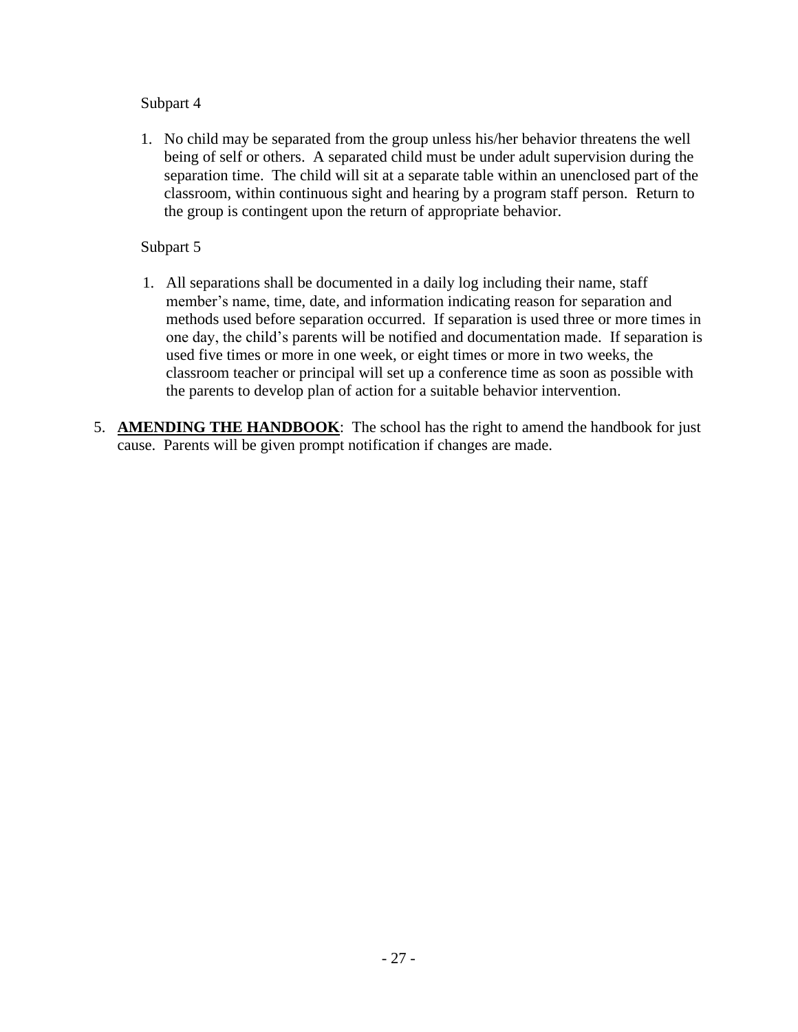Subpart 4

1. No child may be separated from the group unless his/her behavior threatens the well being of self or others. A separated child must be under adult supervision during the separation time. The child will sit at a separate table within an unenclosed part of the classroom, within continuous sight and hearing by a program staff person. Return to the group is contingent upon the return of appropriate behavior.

Subpart 5

1. All separations shall be documented in a daily log including their name, staff member's name, time, date, and information indicating reason for separation and methods used before separation occurred. If separation is used three or more times in one day, the child's parents will be notified and documentation made. If separation is used five times or more in one week, or eight times or more in two weeks, the classroom teacher or principal will set up a conference time as soon as possible with the parents to develop plan of action for a suitable behavior intervention.

5. **AMENDING THE HANDBOOK**: The school has the right to amend the handbook for just cause. Parents will be given prompt notification if changes are made.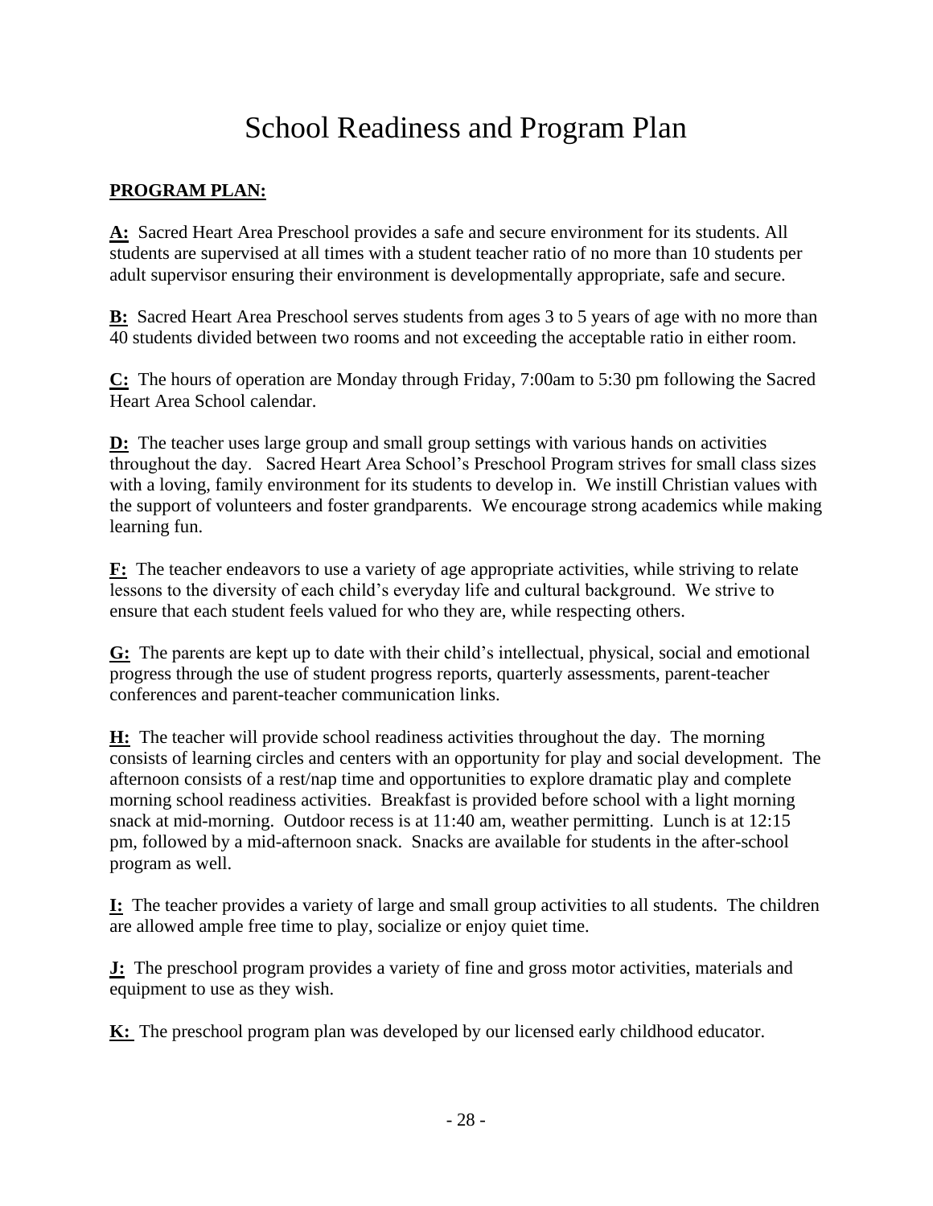# School Readiness and Program Plan

**PROGRAM PLAN:**

**A:** Sacred Heart Area Preschool provides a safe and secure environment for its students. All students are supervised at all times with a student teacher ratio of no more than 10 students per adult supervisor ensuring their environment is developmentally appropriate, safe and secure.

**B:** Sacred Heart Area Preschool serves students from ages 3 to 5 years of age with no more than 40 students divided between two rooms and not exceeding the acceptable ratio in either room.

**C:** The hours of operation are Monday through Friday, 7:00am to 5:30 pm following the Sacred Heart Area School calendar.

**D:** The teacher uses large group and small group settings with various hands on activities throughout the day. Sacred Heart Area School's Preschool Program strives for small class sizes with a loving, family environment for its students to develop in. We instill Christian values with the support of volunteers and foster grandparents. We encourage strong academics while making learning fun.

**F:** The teacher endeavors to use a variety of age appropriate activities, while striving to relate lessons to the diversity of each child's everyday life and cultural background. We strive to ensure that each student feels valued for who they are, while respecting others.

**G:** The parents are kept up to date with their child's intellectual, physical, social and emotional progress through the use of student progress reports, quarterly assessments, parent-teacher conferences and parent-teacher communication links.

**H:** The teacher will provide school readiness activities throughout the day. The morning consists of learning circles and centers with an opportunity for play and social development. The afternoon consists of a rest/nap time and opportunities to explore dramatic play and complete morning school readiness activities. Breakfast is provided before school with a light morning snack at mid-morning. Outdoor recess is at 11:40 am, weather permitting. Lunch is at 12:15 pm, followed by a mid-afternoon snack. Snacks are available for students in the after-school program as well.

**I:** The teacher provides a variety of large and small group activities to all students. The children are allowed ample free time to play, socialize or enjoy quiet time.

**J:** The preschool program provides a variety of fine and gross motor activities, materials and equipment to use as they wish.

**K:** The preschool program plan was developed by our licensed early childhood educator.